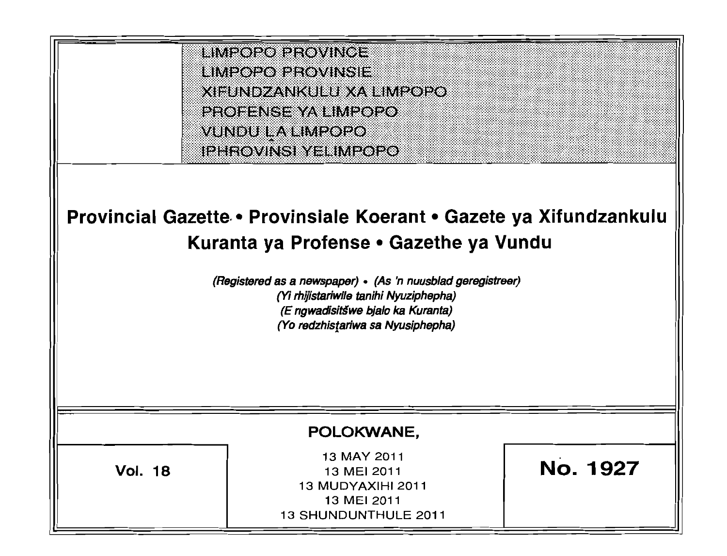LIMPOPO PROVINCE
LIMPOPO PROVINSIE
XIFUNDZANKULU XA LIMPOPO
PROFENSE YA LIMPOPO
VUNDU ḼA LIMPOPO
IPHROVINSI YELIMPOPO

# Provincial Gazette • Provinsiale Koerant • Gazete ya Xifundzankulu Kuranta ya Profense • Gazethe ya Vundu

*(Registered as a newspaper) • (As 'n nuusblad geregistreer)*
*(Yi rhijistariwile tanihi Nyuziphepha)*
*(E ngwadisitšwe bjalo ka Kuranta)*
*(Yo redzhistariwa sa Nyusiphepha)*

**POLOKWANE,**

| Vol. 18 | 13 MAY 2011<br>13 MEI 2011<br>13 MUDYAXIHI 2011<br>13 MEI 2011<br>13 SHUNDUNTHULE 2011 | No. 1927 |
| --- | --- | --- |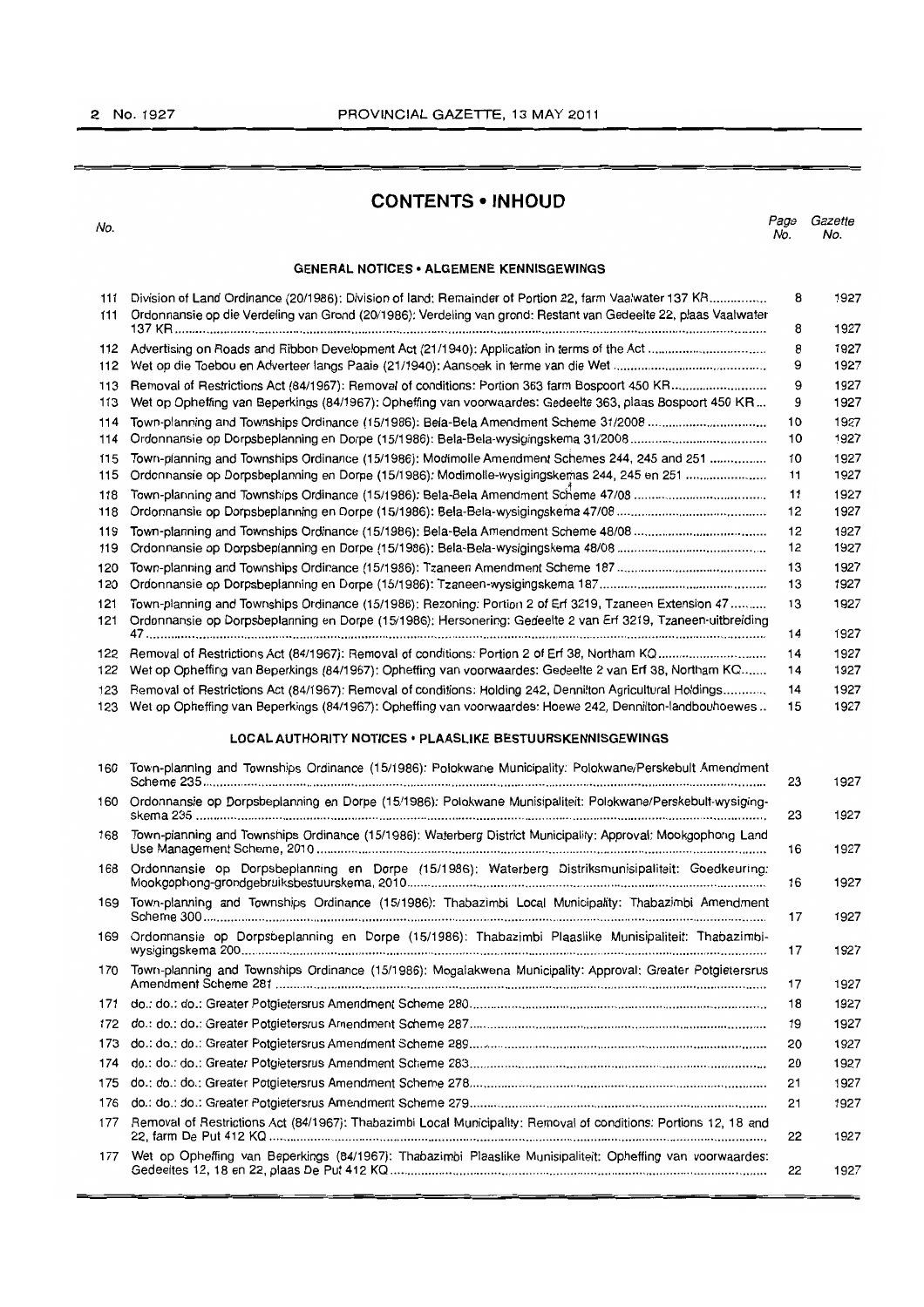# CONTENTS • INHOUD

| No. | | Page No. | Gazette No. |
|---|---|---|---|
| | **GENERAL NOTICES • ALGEMENE KENNISGEWINGS** | | |
| 111 | Division of Land Ordinance (20/1986): Division of land: Remainder of Portion 22, farm Vaalwater 137 KR | 8 | 1927 |
| 111 | Ordonnansie op die Verdeling van Grond (20/1986): Verdeling van grond: Restant van Gedeelte 22, plaas Vaalwater 137 KR | 8 | 1927 |
| 112 | Advertising on Roads and Ribbon Development Act (21/1940): Application in terms of the Act | 8 | 1927 |
| 112 | Wet op die Toebou en Adverteer langs Paaie (21/1940): Aansoek in terme van die Wet | 9 | 1927 |
| 113 | Removal of Restrictions Act (84/1967): Removal of conditions: Portion 363 farm Bospoort 450 KR | 9 | 1927 |
| 113 | Wet op Opheffing van Beperkings (84/1967): Opheffing van voorwaardes: Gedeelte 363, plaas Bospoort 450 KR | 9 | 1927 |
| 114 | Town-planning and Townships Ordinance (15/1986): Bela-Bela Amendment Scheme 31/2008 | 10 | 1927 |
| 114 | Ordonnansie op Dorpsbeplanning en Dorpe (15/1986): Bela-Bela-wysigingskema 31/2008 | 10 | 1927 |
| 115 | Town-planning and Townships Ordinance (15/1986): Modimolle Amendment Schemes 244, 245 and 251 | 10 | 1927 |
| 115 | Ordonnansie op Dorpsbeplanning en Dorpe (15/1986): Modimolle-wysigingskemas 244, 245 en 251 | 11 | 1927 |
| 118 | Town-planning and Townships Ordinance (15/1986): Bela-Bela Amendment Scheme 47/08 | 11 | 1927 |
| 118 | Ordonnansie op Dorpsbeplanning en Dorpe (15/1986): Bela-Bela-wysigingskema 47/08 | 12 | 1927 |
| 119 | Town-planning and Townships Ordinance (15/1986): Bela-Bela Amendment Scheme 48/08 | 12 | 1927 |
| 119 | Ordonnansie op Dorpsbeplanning en Dorpe (15/1986): Bela-Bela-wysigingskema 48/08 | 12 | 1927 |
| 120 | Town-planning and Townships Ordinance (15/1986): Tzaneen Amendment Scheme 187 | 13 | 1927 |
| 120 | Ordonnansie op Dorpsbeplanning en Dorpe (15/1986): Tzaneen-wysigingskema 187 | 13 | 1927 |
| 121 | Town-planning and Townships Ordinance (15/1986): Rezoning: Portion 2 of Erf 3219, Tzaneen Extension 47 | 13 | 1927 |
| 121 | Ordonnansie op Dorpsbeplanning en Dorpe (15/1986): Hersonering: Gedeelte 2 van Erf 3219, Tzaneen-uitbreiding 47 | 14 | 1927 |
| 122 | Removal of Restrictions Act (84/1967): Removal of conditions: Portion 2 of Erf 38, Northam KQ | 14 | 1927 |
| 122 | Wet op Opheffing van Beperkings (84/1967): Opheffing van voorwaardes: Gedeelte 2 van Erf 38, Northam KQ | 14 | 1927 |
| 123 | Removal of Restrictions Act (84/1967): Removal of conditions: Holding 242, Dennilton Agricultural Holdings | 14 | 1927 |
| 123 | Wet op Opheffing van Beperkings (84/1967): Opheffing van voorwaardes: Hoewe 242, Dennilton-landbouhoewes | 15 | 1927 |
| | **LOCAL AUTHORITY NOTICES • PLAASLIKE BESTUURSKENNISGEWINGS** | | |
| 160 | Town-planning and Townships Ordinance (15/1986): Polokwane Municipality: Polokwane/Perskebult Amendment Scheme 235 | 23 | 1927 |
| 160 | Ordonnansie op Dorpsbeplanning en Dorpe (15/1986): Polokwane Munisipaliteit: Polokwane/Perskebult-wysigingskema 235 | 23 | 1927 |
| 168 | Town-planning and Townships Ordinance (15/1986): Waterberg District Municipality: Approval: Mookgophong Land Use Management Scheme, 2010 | 16 | 1927 |
| 168 | Ordonnansie op Dorpsbeplanning en Dorpe (15/1986): Waterberg Distriksmunisipaliteit: Goedkeuring: Mookgophong-grondgebruiksbestuurskema, 2010 | 16 | 1927 |
| 169 | Town-planning and Townships Ordinance (15/1986): Thabazimbi Local Municipality: Thabazimbi Amendment Scheme 300 | 17 | 1927 |
| 169 | Ordonnansie op Dorpsbeplanning en Dorpe (15/1986): Thabazimbi Plaaslike Munisipaliteit: Thabazimbi-wysigingskema 200 | 17 | 1927 |
| 170 | Town-planning and Townships Ordinance (15/1986): Mogalakwena Municipality: Approval: Greater Potgietersrus Amendment Scheme 281 | 17 | 1927 |
| 171 | do.: do.: do.: Greater Potgietersrus Amendment Scheme 280 | 18 | 1927 |
| 172 | do.: do.: do.: Greater Potgietersrus Amendment Scheme 287 | 19 | 1927 |
| 173 | do.: do.: do.: Greater Potgietersrus Amendment Scheme 289 | 20 | 1927 |
| 174 | do.: do.: do.: Greater Potgietersrus Amendment Scheme 283 | 20 | 1927 |
| 175 | do.: do.: do.: Greater Potgietersrus Amendment Scheme 278 | 21 | 1927 |
| 176 | do.: do.: do.: Greater Potgietersrus Amendment Scheme 279 | 21 | 1927 |
| 177 | Removal of Restrictions Act (84/1967): Thabazimbi Local Municipality: Removal of conditions: Portions 12, 18 and 22, farm De Put 412 KQ | 22 | 1927 |
| 177 | Wet op Opheffing van Beperkings (84/1967): Thabazimbi Plaaslike Munisipaliteit: Opheffing van voorwaardes: Gedeeltes 12, 18 en 22, plaas De Put 412 KQ | 22 | 1927 |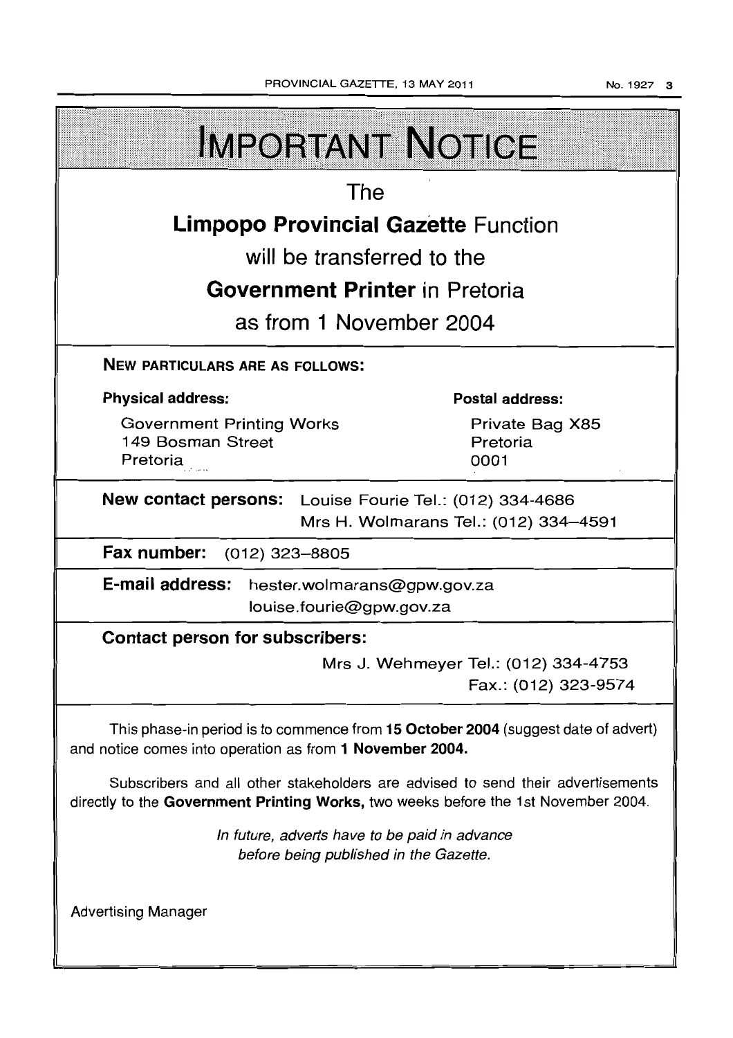# IMPORTANT NOTICE

The

**Limpopo Provincial Gazette** Function

will be transferred to the

**Government Printer** in Pretoria

as from 1 November 2004

**NEW PARTICULARS ARE AS FOLLOWS:**

**Physical address:**

Government Printing Works
149 Bosman Street
Pretoria

**Postal address:**

Private Bag X85
Pretoria
0001

**New contact persons:** Louise Fourie Tel.: (012) 334-4686
Mrs H. Wolmarans Tel.: (012) 334–4591

**Fax number:** (012) 323–8805

**E-mail address:** hester.wolmarans@gpw.gov.za
louise.fourie@gpw.gov.za

**Contact person for subscribers:**

Mrs J. Wehmeyer Tel.: (012) 334-4753
Fax.: (012) 323-9574

This phase-in period is to commence from **15 October 2004** (suggest date of advert) and notice comes into operation as from **1 November 2004.**

Subscribers and all other stakeholders are advised to send their advertisements directly to the **Government Printing Works,** two weeks before the 1st November 2004.

*In future, adverts have to be paid in advance before being published in the Gazette.*

Advertising Manager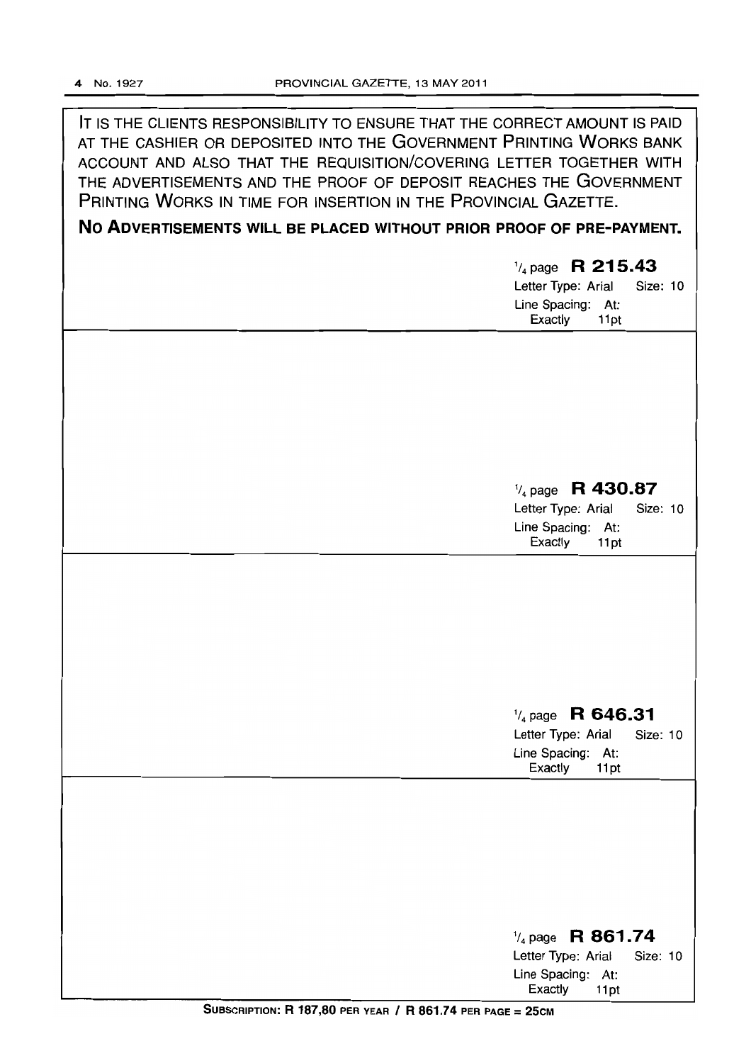IT IS THE CLIENTS RESPONSIBILITY TO ENSURE THAT THE CORRECT AMOUNT IS PAID AT THE CASHIER OR DEPOSITED INTO THE GOVERNMENT PRINTING WORKS BANK ACCOUNT AND ALSO THAT THE REQUISITION/COVERING LETTER TOGETHER WITH THE ADVERTISEMENTS AND THE PROOF OF DEPOSIT REACHES THE GOVERNMENT PRINTING WORKS IN TIME FOR INSERTION IN THE PROVINCIAL GAZETTE.

**NO ADVERTISEMENTS WILL BE PLACED WITHOUT PRIOR PROOF OF PRE-PAYMENT.**

1/4 page **R 215.43**
Letter Type: Arial Size: 10
Line Spacing: At: Exactly 11pt

1/4 page **R 430.87**
Letter Type: Arial Size: 10
Line Spacing: At: Exactly 11pt

1/4 page **R 646.31**
Letter Type: Arial Size: 10
Line Spacing: At: Exactly 11pt

1/4 page **R 861.74**
Letter Type: Arial Size: 10
Line Spacing: At: Exactly 11pt

**SUBSCRIPTION: R 187,80 PER YEAR / R 861.74 PER PAGE = 25CM**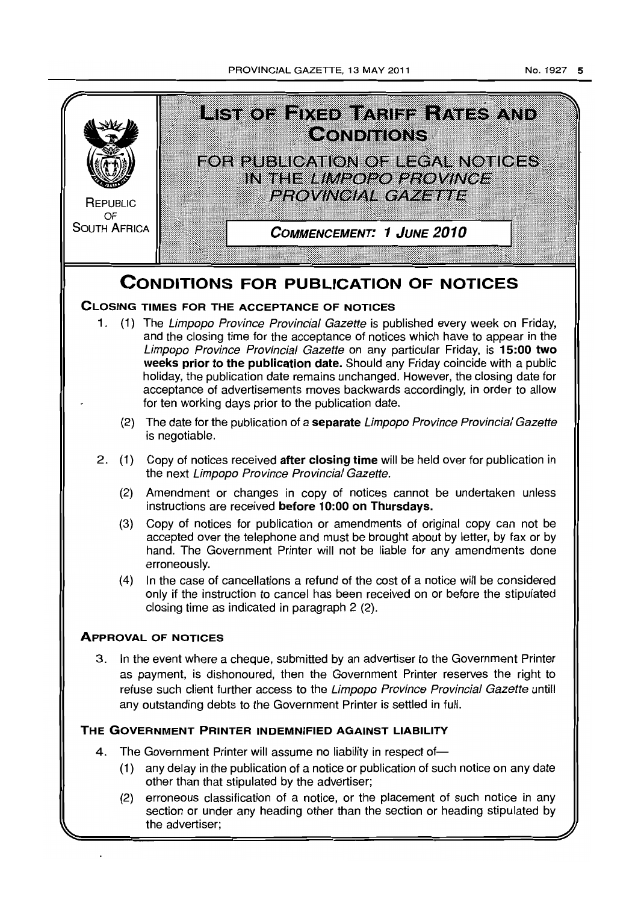REPUBLIC OF SOUTH AFRICA

# LIST OF FIXED TARIFF RATES AND CONDITIONS

## FOR PUBLICATION OF LEGAL NOTICES IN THE *LIMPOPO PROVINCE PROVINCIAL GAZETTE*

**COMMENCEMENT: 1 JUNE 2010**

# CONDITIONS FOR PUBLICATION OF NOTICES

## CLOSING TIMES FOR THE ACCEPTANCE OF NOTICES

1. (1) The *Limpopo Province Provincial Gazette* is published every week on Friday, and the closing time for the acceptance of notices which have to appear in the *Limpopo Province Provincial Gazette* on any particular Friday, is **15:00 two weeks prior to the publication date.** Should any Friday coincide with a public holiday, the publication date remains unchanged. However, the closing date for acceptance of advertisements moves backwards accordingly, in order to allow for ten working days prior to the publication date.

   (2) The date for the publication of a **separate** *Limpopo Province Provincial Gazette* is negotiable.

2. (1) Copy of notices received **after closing time** will be held over for publication in the next *Limpopo Province Provincial Gazette.*

   (2) Amendment or changes in copy of notices cannot be undertaken unless instructions are received **before 10:00 on Thursdays.**

   (3) Copy of notices for publication or amendments of original copy can not be accepted over the telephone and must be brought about by letter, by fax or by hand. The Government Printer will not be liable for any amendments done erroneously.

   (4) In the case of cancellations a refund of the cost of a notice will be considered only if the instruction to cancel has been received on or before the stipulated closing time as indicated in paragraph 2 (2).

## APPROVAL OF NOTICES

3. In the event where a cheque, submitted by an advertiser to the Government Printer as payment, is dishonoured, then the Government Printer reserves the right to refuse such client further access to the *Limpopo Province Provincial Gazette* untill any outstanding debts to the Government Printer is settled in full.

## THE GOVERNMENT PRINTER INDEMNIFIED AGAINST LIABILITY

4. The Government Printer will assume no liability in respect of—

   (1) any delay in the publication of a notice or publication of such notice on any date other than that stipulated by the advertiser;

   (2) erroneous classification of a notice, or the placement of such notice in any section or under any heading other than the section or heading stipulated by the advertiser;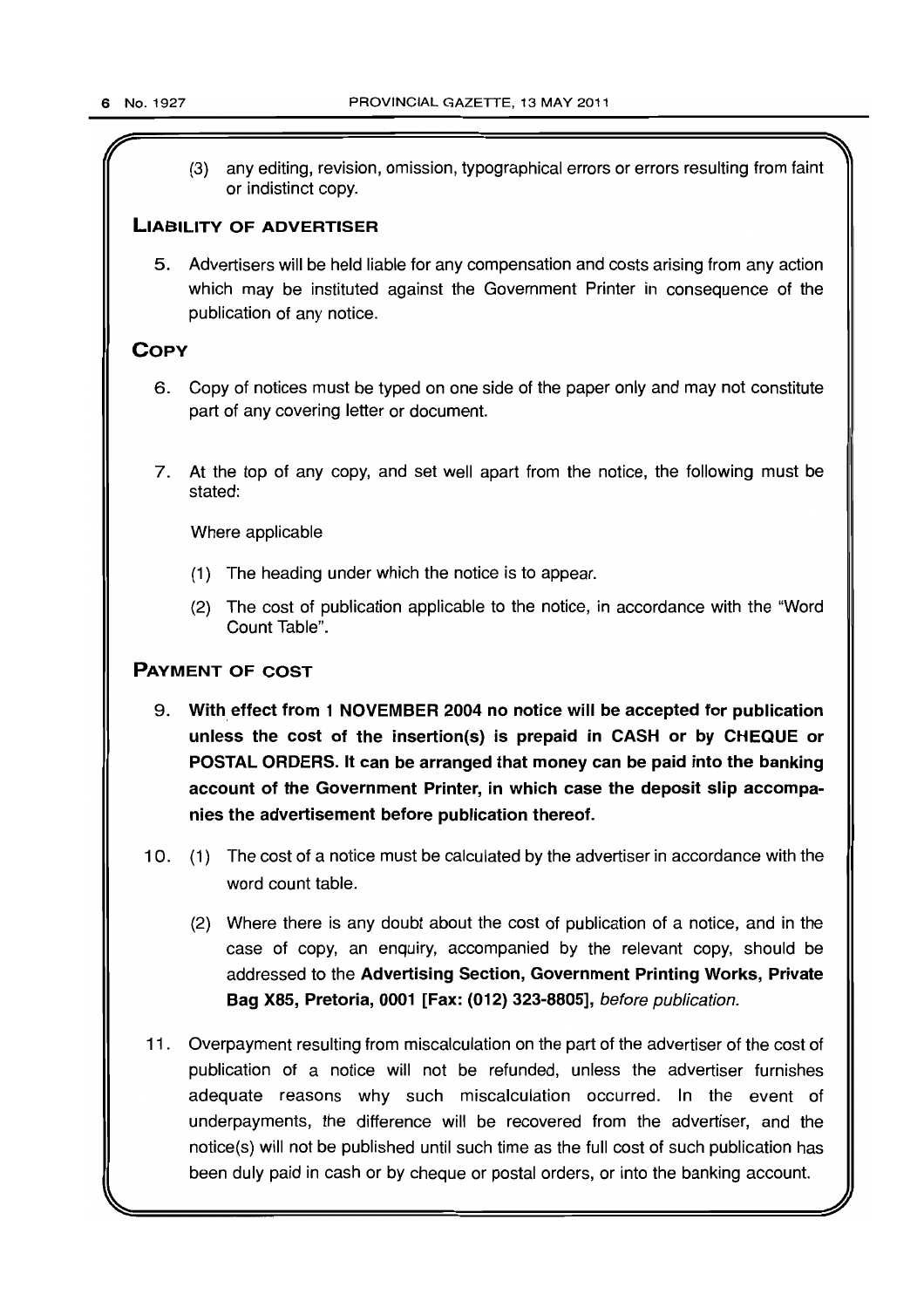(3) any editing, revision, omission, typographical errors or errors resulting from faint or indistinct copy.

## LIABILITY OF ADVERTISER

5. Advertisers will be held liable for any compensation and costs arising from any action which may be instituted against the Government Printer in consequence of the publication of any notice.

## COPY

6. Copy of notices must be typed on one side of the paper only and may not constitute part of any covering letter or document.

7. At the top of any copy, and set well apart from the notice, the following must be stated:

   Where applicable

   (1) The heading under which the notice is to appear.

   (2) The cost of publication applicable to the notice, in accordance with the "Word Count Table".

## PAYMENT OF COST

9. **With effect from 1 NOVEMBER 2004 no notice will be accepted for publication unless the cost of the insertion(s) is prepaid in CASH or by CHEQUE or POSTAL ORDERS. It can be arranged that money can be paid into the banking account of the Government Printer, in which case the deposit slip accompanies the advertisement before publication thereof.**

10. (1) The cost of a notice must be calculated by the advertiser in accordance with the word count table.

    (2) Where there is any doubt about the cost of publication of a notice, and in the case of copy, an enquiry, accompanied by the relevant copy, should be addressed to the **Advertising Section, Government Printing Works, Private Bag X85, Pretoria, 0001 [Fax: (012) 323-8805],** *before publication.*

11. Overpayment resulting from miscalculation on the part of the advertiser of the cost of publication of a notice will not be refunded, unless the advertiser furnishes adequate reasons why such miscalculation occurred. In the event of underpayments, the difference will be recovered from the advertiser, and the notice(s) will not be published until such time as the full cost of such publication has been duly paid in cash or by cheque or postal orders, or into the banking account.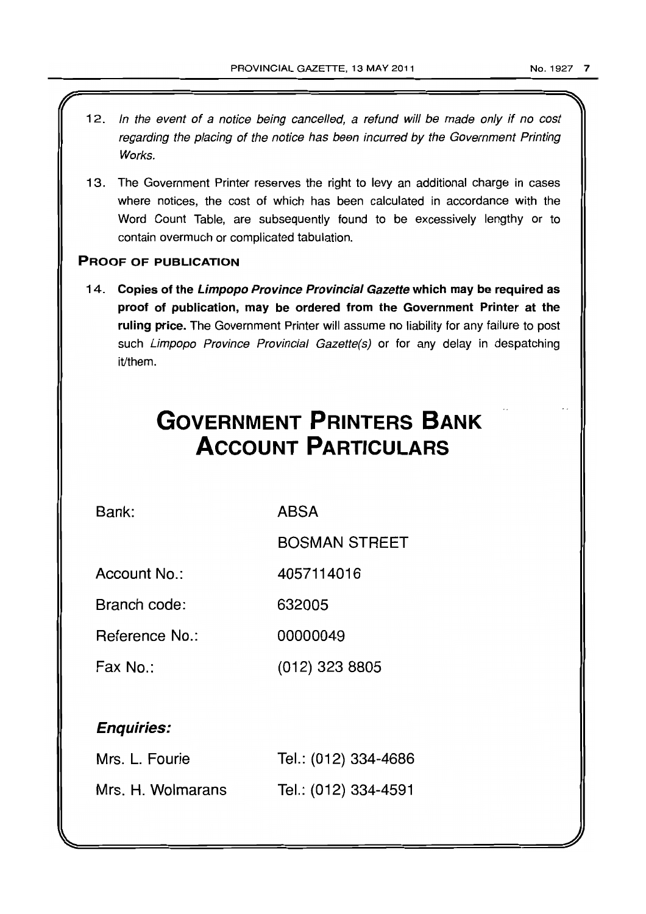12. *In the event of a notice being cancelled, a refund will be made only if no cost regarding the placing of the notice has been incurred by the Government Printing Works.*

13. The Government Printer reserves the right to levy an additional charge in cases where notices, the cost of which has been calculated in accordance with the Word Count Table, are subsequently found to be excessively lengthy or to contain overmuch or complicated tabulation.

## PROOF OF PUBLICATION

14. **Copies of the *Limpopo Province Provincial Gazette* which may be required as proof of publication, may be ordered from the Government Printer at the ruling price.** The Government Printer will assume no liability for any failure to post such *Limpopo Province Provincial Gazette(s)* or for any delay in despatching it/them.

# GOVERNMENT PRINTERS BANK ACCOUNT PARTICULARS

| | |
|---|---|
| Bank: | ABSA |
| | BOSMAN STREET |
| Account No.: | 4057114016 |
| Branch code: | 632005 |
| Reference No.: | 00000049 |
| Fax No.: | (012) 323 8805 |

***Enquiries:***

| | |
|---|---|
| Mrs. L. Fourie | Tel.: (012) 334-4686 |
| Mrs. H. Wolmarans | Tel.: (012) 334-4591 |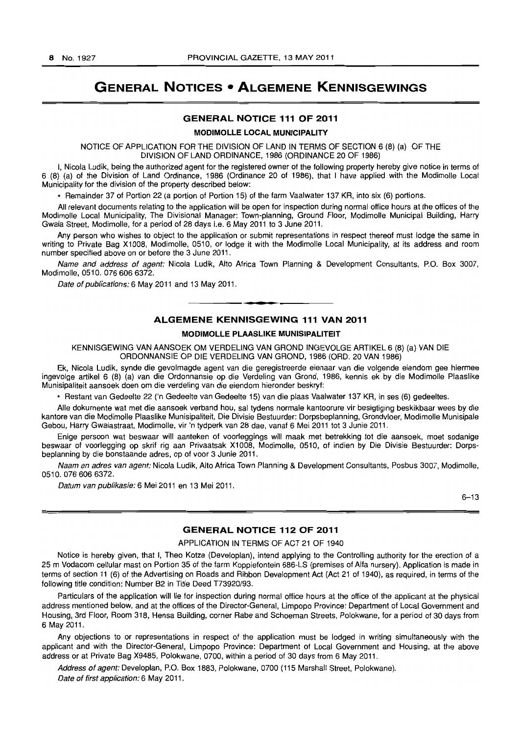# GENERAL NOTICES • ALGEMENE KENNISGEWINGS

## GENERAL NOTICE 111 OF 2011

### MODIMOLLE LOCAL MUNICIPALITY

NOTICE OF APPLICATION FOR THE DIVISION OF LAND IN TERMS OF SECTION 6 (8) (a) OF THE DIVISION OF LAND ORDINANCE, 1986 (ORDINANCE 20 OF 1986)

I, Nicola Ludik, being the authorized agent for the registered owner of the following property hereby give notice in terms of 6 (8) (a) of the Division of Land Ordinance, 1986 (Ordinance 20 of 1986), that I have applied with the Modimolle Local Municipality for the division of the property described below:

- Remainder 37 of Portion 22 (a portion of Portion 15) of the farm Vaalwater 137 KR, into six (6) portions.

All relevant documents relating to the application will be open for inspection during normal office hours at the offices of the Modimolle Local Municipality, The Divisional Manager: Town-planning, Ground Floor, Modimolle Municipal Building, Harry Gwala Street, Modimolle, for a period of 28 days i.e. 6 May 2011 to 3 June 2011.

Any person who wishes to object to the application or submit representations in respect thereof must lodge the same in writing to Private Bag X1008, Modimolle, 0510, or lodge it with the Modimolle Local Municipality, at its address and room number specified above on or before the 3 June 2011.

*Name and address of agent:* Nicola Ludik, Alto Africa Town Planning & Development Consultants, P.O. Box 3007, Modimolle, 0510. 076 606 6372.

*Date of publications:* 6 May 2011 and 13 May 2011.

---

## ALGEMENE KENNISGEWING 111 VAN 2011

### MODIMOLLE PLAASLIKE MUNISIPALITEIT

KENNISGEWING VAN AANSOEK OM VERDELING VAN GROND INGEVOLGE ARTIKEL 6 (8) (a) VAN DIE ORDONNANSIE OP DIE VERDELING VAN GROND, 1986 (ORD. 20 VAN 1986)

Ek, Nicola Ludik, synde die gevolmagde agent van die geregistreerde eienaar van die volgende eiendom gee hiermee ingevolge artikel 6 (8) (a) van die Ordonnansie op die Verdeling van Grond, 1986, kennis ek by die Modimolle Plaaslike Munisipaliteit aansoek doen om die verdeling van die eiendom hieronder beskryf:

- Restant van Gedeelte 22 ('n Gedeelte van Gedeelte 15) van die plaas Vaalwater 137 KR, in ses (6) gedeeltes.

Alle dokumente wat met die aansoek verband hou, sal tydens normale kantoorure vir besigtiging beskikbaar wees by die kantore van die Modimolle Plaaslike Munisipaliteit, Die Divisie Bestuurder: Dorpsbeplanning, Grondvloer, Modimolle Munisipale Gebou, Harry Gwalastraat, Modimolle, vir 'n tydperk van 28 dae, vanaf 6 Mei 2011 tot 3 Junie 2011.

Enige persoon wat beswaar will aanteken of voorleggings will maak met betrekking tot die aansoek, moet sodanige beswaar of voorlegging op skrif rig aan Privaatsak X1008, Modimolle, 0510, of indien by Die Divisie Bestuurder: Dorpsbeplanning by die bonstaande adres, op of voor 3 Junie 2011.

*Naam en adres van agent:* Nicola Ludik, Alto Africa Town Planning & Development Consultants, Posbus 3007, Modimolle, 0510. 076 606 6372.

*Datum van publikasie:* 6 Mei 2011 en 13 Mei 2011.

6–13

---

## GENERAL NOTICE 112 OF 2011

APPLICATION IN TERMS OF ACT 21 OF 1940

Notice is hereby given, that I, Theo Kotze (Developlan), intend applying to the Controlling authority for the erection of a 25 m Vodacom cellular mast on Portion 35 of the farm Koppiefontein 686-LS (premises of Alfa nursery). Application is made in terms of section 11 (6) of the Advertising on Roads and Ribbon Development Act (Act 21 of 1940), as required, in terms of the following title condition: Number B2 in Title Deed T73920/93.

Particulars of the application will lie for inspection during normal office hours at the office of the applicant at the physical address mentioned below, and at the offices of the Director-General, Limpopo Province: Department of Local Government and Housing, 3rd Floor, Room 318, Hensa Building, corner Rabe and Schoeman Streets, Polokwane, for a period of 30 days from 6 May 2011.

Any objections to or representations in respect of the application must be lodged in writing simultaneously with the applicant and with the Director-General, Limpopo Province: Department of Local Government and Housing, at the above address or at Private Bag X9485, Polokwane, 0700, within a period of 30 days from 6 May 2011.

*Address of agent:* Developlan, P.O. Box 1883, Polokwane, 0700 (115 Marshall Street, Polokwane).

*Date of first application:* 6 May 2011.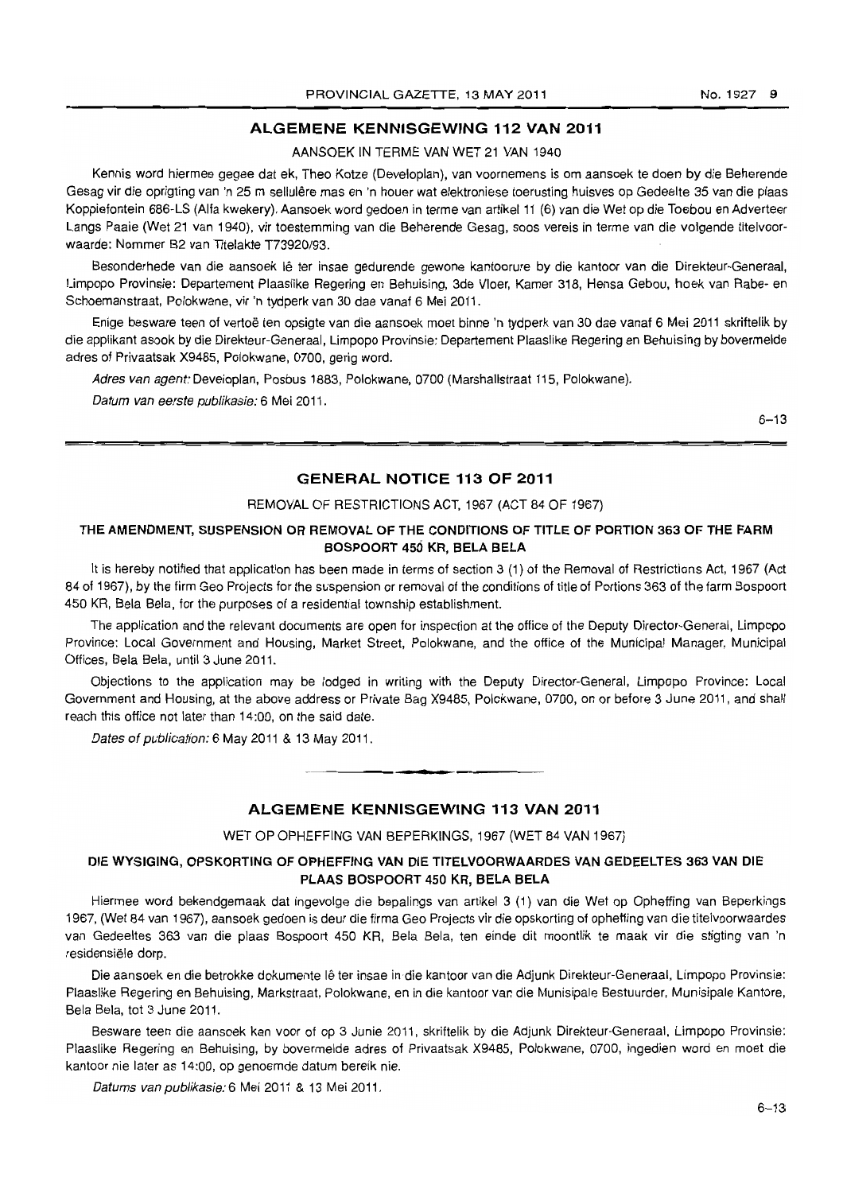## ALGEMENE KENNISGEWING 112 VAN 2011

AANSOEK IN TERME VAN WET 21 VAN 1940

Kennis word hiermee gegee dat ek, Theo Kotze (Developlan), van voornemens is om aansoek te doen by die Beherende Gesag vir die oprigting van 'n 25 m sellulêre mas en 'n houer wat elektroniese toerusting huisves op Gedeelte 35 van die plaas Koppiefontein 686-LS (Alfa kwekery). Aansoek word gedoen in terme van artikel 11 (6) van die Wet op die Toebou en Adverteer Langs Paaie (Wet 21 van 1940), vir toestemming van die Beherende Gesag, soos vereis in terme van die volgende titelvoorwaarde: Nommer B2 van Titelakte T73920/93.

Besonderhede van die aansoek lê ter insae gedurende gewone kantoorure by die kantoor van die Direkteur-Generaal, Limpopo Provinsie: Departement Plaaslike Regering en Behuising, 3de Vloer, Kamer 318, Hensa Gebou, hoek van Rabe- en Schoemanstraat, Polokwane, vir 'n tydperk van 30 dae vanaf 6 Mei 2011.

Enige besware teen of vertoë ten opsigte van die aansoek moet binne 'n tydperk van 30 dae vanaf 6 Mei 2011 skriftelik by die applikant asook by die Direkteur-Generaal, Limpopo Provinsie: Departement Plaaslike Regering en Behuising by bovermelde adres of Privaatsak X9485, Polokwane, 0700, gerig word.

*Adres van agent:* Developlan, Posbus 1883, Polokwane, 0700 (Marshallstraat 115, Polokwane).

*Datum van eerste publikasie:* 6 Mei 2011.

6–13

## GENERAL NOTICE 113 OF 2011

REMOVAL OF RESTRICTIONS ACT, 1967 (ACT 84 OF 1967)

### THE AMENDMENT, SUSPENSION OR REMOVAL OF THE CONDITIONS OF TITLE OF PORTION 363 OF THE FARM BOSPOORT 450 KR, BELA BELA

It is hereby notified that application has been made in terms of section 3 (1) of the Removal of Restrictions Act, 1967 (Act 84 of 1967), by the firm Geo Projects for the suspension or removal of the conditions of title of Portions 363 of the farm Bospoort 450 KR, Bela Bela, for the purposes of a residential township establishment.

The application and the relevant documents are open for inspection at the office of the Deputy Director-General, Limpopo Province: Local Government and Housing, Market Street, Polokwane, and the office of the Municipal Manager, Municipal Offices, Bela Bela, until 3 June 2011.

Objections to the application may be lodged in writing with the Deputy Director-General, Limpopo Province: Local Government and Housing, at the above address or Private Bag X9485, Polokwane, 0700, on or before 3 June 2011, and shall reach this office not later than 14:00, on the said date.

*Dates of publication:* 6 May 2011 & 13 May 2011.

## ALGEMENE KENNISGEWING 113 VAN 2011

WET OP OPHEFFING VAN BEPERKINGS, 1967 (WET 84 VAN 1967)

### DIE WYSIGING, OPSKORTING OF OPHEFFING VAN DIE TITELVOORWAARDES VAN GEDEELTES 363 VAN DIE PLAAS BOSPOORT 450 KR, BELA BELA

Hiermee word bekendgemaak dat ingevolge die bepalings van artikel 3 (1) van die Wet op Opheffing van Beperkings 1967, (Wet 84 van 1967), aansoek gedoen is deur die firma Geo Projects vir die opskorting of opheffing van die titelvoorwaardes van Gedeeltes 363 van die plaas Bospoort 450 KR, Bela Bela, ten einde dit moontlik te maak vir die stigting van 'n residensiële dorp.

Die aansoek en die betrokke dokumente lê ter insae in die kantoor van die Adjunk Direkteur-Generaal, Limpopo Provinsie: Plaaslike Regering en Behuising, Markstraat, Polokwane, en in die kantoor van die Munisipale Bestuurder, Munisipale Kantore, Bela Bela, tot 3 June 2011.

Besware teen die aansoek kan voor of op 3 Junie 2011, skriftelik by die Adjunk Direkteur-Generaal, Limpopo Provinsie: Plaaslike Regering en Behuising, by bovermelde adres of Privaatsak X9485, Polokwane, 0700, ingedien word en moet die kantoor nie later as 14:00, op genoemde datum bereik nie.

*Datums van publikasie:* 6 Mei 2011 & 13 Mei 2011.

6–13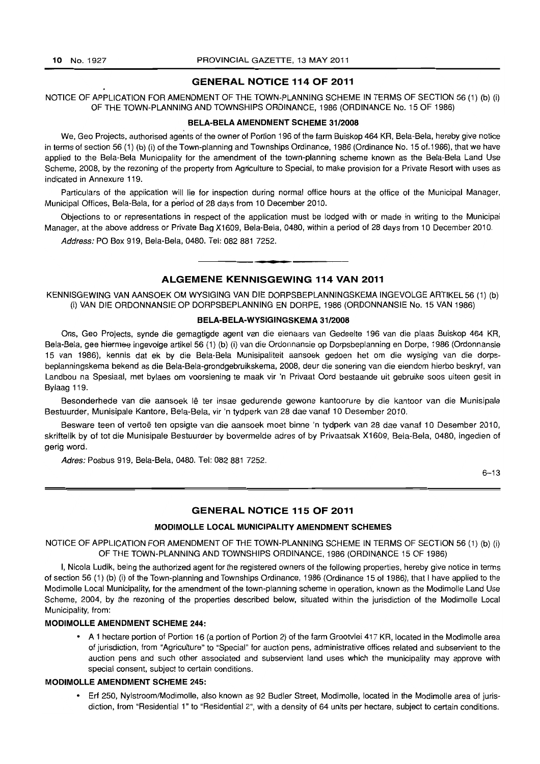## GENERAL NOTICE 114 OF 2011

NOTICE OF APPLICATION FOR AMENDMENT OF THE TOWN-PLANNING SCHEME IN TERMS OF SECTION 56 (1) (b) (i) OF THE TOWN-PLANNING AND TOWNSHIPS ORDINANCE, 1986 (ORDINANCE No. 15 OF 1986)

### BELA-BELA AMENDMENT SCHEME 31/2008

We, Geo Projects, authorised agents of the owner of Portion 196 of the farm Buiskop 464 KR, Bela-Bela, hereby give notice in terms of section 56 (1) (b) (i) of the Town-planning and Townships Ordinance, 1986 (Ordinance No. 15 of.1986), that we have applied to the Bela-Bela Municipality for the amendment of the town-planning scheme known as the Bela-Bela Land Use Scheme, 2008, by the rezoning of the property from Agriculture to Special, to make provision for a Private Resort with uses as indicated in Annexure 119.

Particulars of the application will lie for inspection during normal office hours at the office of the Municipal Manager, Municipal Offices, Bela-Bela, for a period of 28 days from 10 December 2010.

Objections to or representations in respect of the application must be lodged with or made in writing to the Municipal Manager, at the above address or Private Bag X1609, Bela-Bela, 0480, within a period of 28 days from 10 December 2010.

*Address:* PO Box 919, Bela-Bela, 0480. Tel: 082 881 7252.

---

## ALGEMENE KENNISGEWING 114 VAN 2011

KENNISGEWING VAN AANSOEK OM WYSIGING VAN DIE DORPSBEPLANNINGSKEMA INGEVOLGE ARTIKEL 56 (1) (b) (i) VAN DIE ORDONNANSIE OP DORPSBEPLANNING EN DORPE, 1986 (ORDONNANSIE No. 15 VAN 1986)

### BELA-BELA-WYSIGINGSKEMA 31/2008

Ons, Geo Projects, synde die gemagtigde agent van die eienaars van Gedeelte 196 van die plaas Buiskop 464 KR, Bela-Bela, gee hiermee ingevolge artikel 56 (1) (b) (i) van die Ordonnansie op Dorpsbeplanning en Dorpe, 1986 (Ordonnansie 15 van 1986), kennis dat ek by die Bela-Bela Munisipaliteit aansoek gedoen het om die wysiging van die dorpsbeplanningskema bekend as die Bela-Bela-grondgebruikskema, 2008, deur die sonering van die eiendom hierbo beskryf, van Landbou na Spesiaal, met bylaes om voorsiening te maak vir 'n Privaat Oord bestaande uit gebruike soos uiteen gesit in Bylaag 119.

Besonderhede van die aansoek lê ter insae gedurende gewone kantoorure by die kantoor van die Munisipale Bestuurder, Munisipale Kantore, Bela-Bela, vir 'n tydperk van 28 dae vanaf 10 Desember 2010.

Besware teen of vertoë ten opsigte van die aansoek moet binne 'n tydperk van 28 dae vanaf 10 Desember 2010, skriftelik by of tot die Munisipale Bestuurder by bovermelde adres of by Privaatsak X1609, Bela-Bela, 0480, ingedien of gerig word.

*Adres:* Posbus 919, Bela-Bela, 0480. Tel: 082 881 7252.

6–13

---

## GENERAL NOTICE 115 OF 2011

### MODIMOLLE LOCAL MUNICIPALITY AMENDMENT SCHEMES

NOTICE OF APPLICATION FOR AMENDMENT OF THE TOWN-PLANNING SCHEME IN TERMS OF SECTION 56 (1) (b) (i) OF THE TOWN-PLANNING AND TOWNSHIPS ORDINANCE, 1986 (ORDINANCE 15 OF 1986)

I, Nicola Ludik, being the authorized agent for the registered owners of the following properties, hereby give notice in terms of section 56 (1) (b) (i) of the Town-planning and Townships Ordinance, 1986 (Ordinance 15 of 1986), that I have applied to the Modimolle Local Municipality, for the amendment of the town-planning scheme in operation, known as the Modimolle Land Use Scheme, 2004, by the rezoning of the properties described below, situated within the jurisdiction of the Modimolle Local Municipality, from:

**MODIMOLLE AMENDMENT SCHEME 244:**

- A 1 hectare portion of Portion 16 (a portion of Portion 2) of the farm Grootvlei 417 KR, located in the Modimolle area of jurisdiction, from "Agriculture" to "Special" for auction pens, administrative offices related and subservient to the auction pens and such other associated and subservient land uses which the municipality may approve with special consent, subject to certain conditions.

**MODIMOLLE AMENDMENT SCHEME 245:**

- Erf 250, Nylstroom/Modimolle, also known as 92 Budler Street, Modimolle, located in the Modimolle area of jurisdiction, from "Residential 1" to "Residential 2", with a density of 64 units per hectare, subject to certain conditions.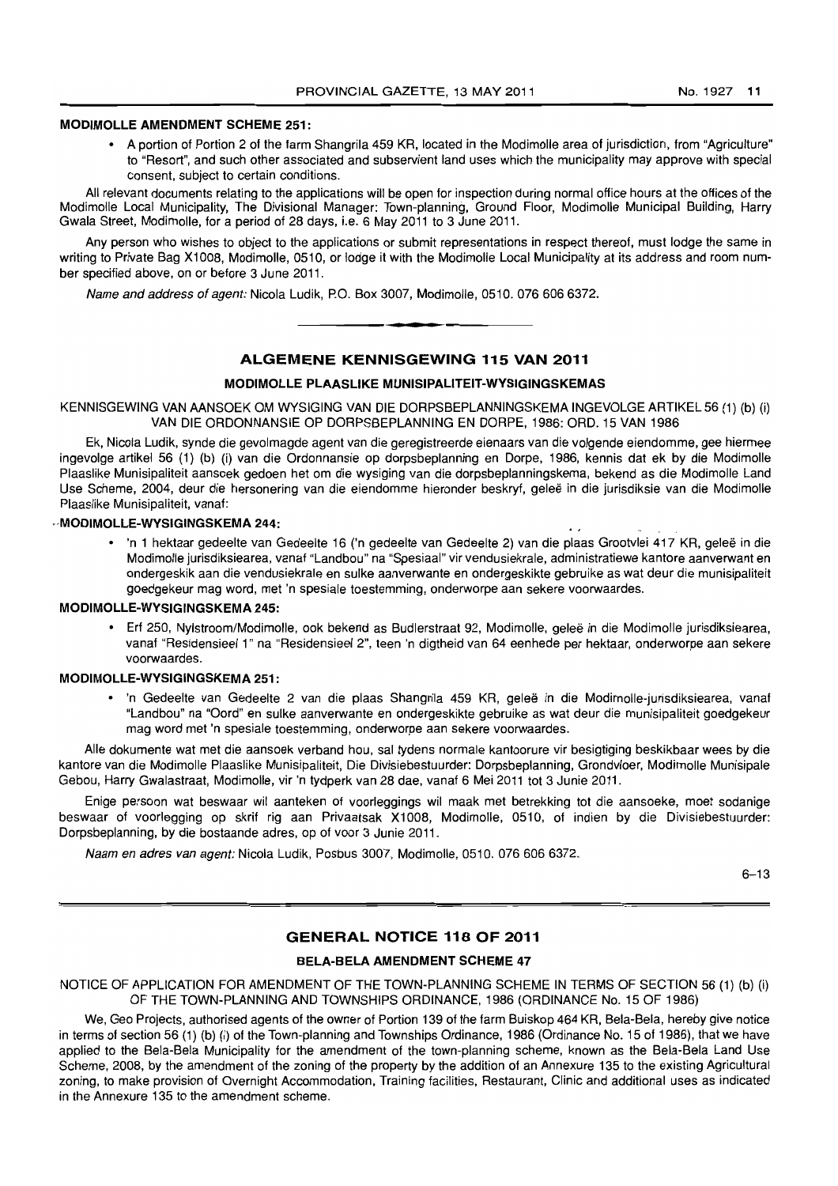**MODIMOLLE AMENDMENT SCHEME 251:**

- A portion of Portion 2 of the farm Shangrila 459 KR, located in the Modimolle area of jurisdiction, from "Agriculture" to "Resort", and such other associated and subservient land uses which the municipality may approve with special consent, subject to certain conditions.

All relevant documents relating to the applications will be open for inspection during normal office hours at the offices of the Modimolle Local Municipality, The Divisional Manager: Town-planning, Ground Floor, Modimolle Municipal Building, Harry Gwala Street, Modimolle, for a period of 28 days, i.e. 6 May 2011 to 3 June 2011.

Any person who wishes to object to the applications or submit representations in respect thereof, must lodge the same in writing to Private Bag X1008, Modimolle, 0510, or lodge it with the Modimolle Local Municipality at its address and room number specified above, on or before 3 June 2011.

*Name and address of agent:* Nicola Ludik, P.O. Box 3007, Modimolle, 0510. 076 606 6372.

---

## ALGEMENE KENNISGEWING 115 VAN 2011

### MODIMOLLE PLAASLIKE MUNISIPALITEIT-WYSIGINGSKEMAS

KENNISGEWING VAN AANSOEK OM WYSIGING VAN DIE DORPSBEPLANNINGSKEMA INGEVOLGE ARTIKEL 56 (1) (b) (i) VAN DIE ORDONNANSIE OP DORPSBEPLANNING EN DORPE, 1986: ORD. 15 VAN 1986

Ek, Nicola Ludik, synde die gevolmagde agent van die geregistreerde eienaars van die volgende eiendomme, gee hiermee ingevolge artikel 56 (1) (b) (i) van die Ordonnansie op dorpsbeplanning en Dorpe, 1986, kennis dat ek by die Modimolle Plaaslike Munisipaliteit aansoek gedoen het om die wysiging van die dorpsbeplanningskema, bekend as die Modimolle Land Use Scheme, 2004, deur die hersonering van die eiendomme hieronder beskryf, geleë in die jurisdiksie van die Modimolle Plaaslike Munisipaliteit, vanaf:

**MODIMOLLE-WYSIGINGSKEMA 244:**

- 'n 1 hektaar gedeelte van Gedeelte 16 ('n gedeelte van Gedeelte 2) van die plaas Grootvlei 417 KR, geleë in die Modimolle jurisdiksiearea, vanaf "Landbou" na "Spesiaal" vir vendusiekrale, administratiewe kantore aanverwant en ondergeskik aan die vendusiekrale en sulke aanverwante en ondergeskikte gebruike as wat deur die munisipaliteit goedgekeur mag word, met 'n spesiale toestemming, onderworpe aan sekere voorwaardes.

**MODIMOLLE-WYSIGINGSKEMA 245:**

- Erf 250, Nylstroom/Modimolle, ook bekend as Budlerstraat 92, Modimolle, geleë in die Modimolle jurisdiksiearea, vanaf "Residensieel 1" na "Residensieel 2", teen 'n digtheid van 64 eenhede per hektaar, onderworpe aan sekere voorwaardes.

**MODIMOLLE-WYSIGINGSKEMA 251:**

- 'n Gedeelte van Gedeelte 2 van die plaas Shangrila 459 KR, geleë in die Modimolle-jurisdiksiearea, vanaf "Landbou" na "Oord" en sulke aanverwante en ondergeskikte gebruike as wat deur die munisipaliteit goedgekeur mag word met 'n spesiale toestemming, onderworpe aan sekere voorwaardes.

Alle dokumente wat met die aansoek verband hou, sal tydens normale kantoorure vir besigtiging beskikbaar wees by die kantore van die Modimolle Plaaslike Munisipaliteit, Die Divisiebestuurder: Dorpsbeplanning, Grondvloer, Modimolle Munisipale Gebou, Harry Gwalastraat, Modimolle, vir 'n tydperk van 28 dae, vanaf 6 Mei 2011 tot 3 Junie 2011.

Enige persoon wat beswaar wil aanteken of voorleggings wil maak met betrekking tot die aansoeke, moet sodanige beswaar of voorlegging op skrif rig aan Privaatsak X1008, Modimolle, 0510, of indien by die Divisiebestuurder: Dorpsbeplanning, by die bostaande adres, op of voor 3 Junie 2011.

*Naam en adres van agent:* Nicola Ludik, Posbus 3007, Modimolle, 0510. 076 606 6372.

6–13

---

## GENERAL NOTICE 118 OF 2011

### BELA-BELA AMENDMENT SCHEME 47

NOTICE OF APPLICATION FOR AMENDMENT OF THE TOWN-PLANNING SCHEME IN TERMS OF SECTION 56 (1) (b) (i) OF THE TOWN-PLANNING AND TOWNSHIPS ORDINANCE, 1986 (ORDINANCE No. 15 OF 1986)

We, Geo Projects, authorised agents of the owner of Portion 139 of the farm Buiskop 464 KR, Bela-Bela, hereby give notice in terms of section 56 (1) (b) (i) of the Town-planning and Townships Ordinance, 1986 (Ordinance No. 15 of 1986), that we have applied to the Bela-Bela Municipality for the amendment of the town-planning scheme, known as the Bela-Bela Land Use Scheme, 2008, by the amendment of the zoning of the property by the addition of an Annexure 135 to the existing Agricultural zoning, to make provision of Overnight Accommodation, Training facilities, Restaurant, Clinic and additional uses as indicated in the Annexure 135 to the amendment scheme.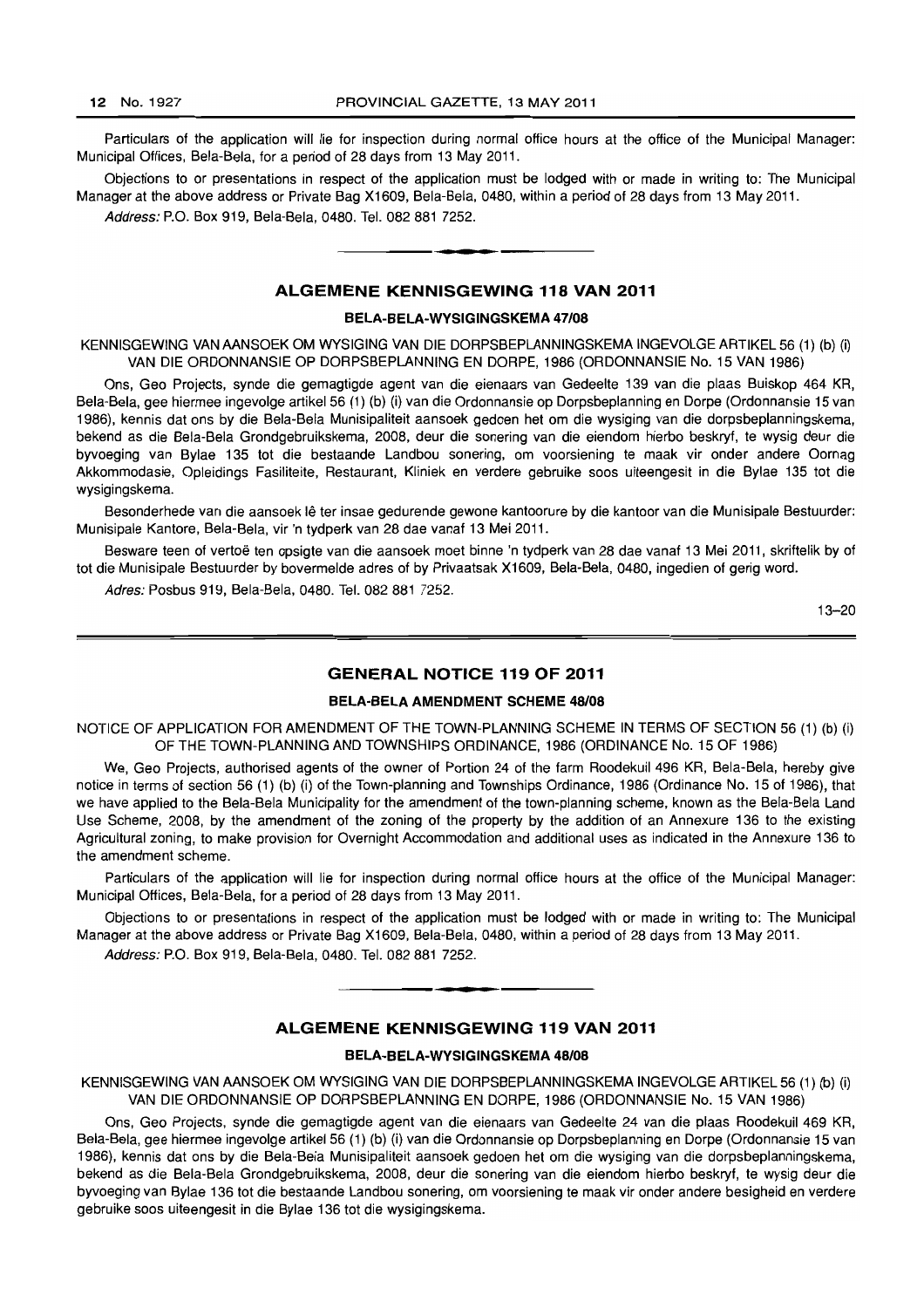Particulars of the application will lie for inspection during normal office hours at the office of the Municipal Manager: Municipal Offices, Bela-Bela, for a period of 28 days from 13 May 2011.

Objections to or presentations in respect of the application must be lodged with or made in writing to: The Municipal Manager at the above address or Private Bag X1609, Bela-Bela, 0480, within a period of 28 days from 13 May 2011.

*Address:* P.O. Box 919, Bela-Bela, 0480. Tel. 082 881 7252.

---

## ALGEMENE KENNISGEWING 118 VAN 2011

### BELA-BELA-WYSIGINGSKEMA 47/08

KENNISGEWING VAN AANSOEK OM WYSIGING VAN DIE DORPSBEPLANNINGSKEMA INGEVOLGE ARTIKEL 56 (1) (b) (i) VAN DIE ORDONNANSIE OP DORPSBEPLANNING EN DORPE, 1986 (ORDONNANSIE No. 15 VAN 1986)

Ons, Geo Projects, synde die gemagtigde agent van die eienaars van Gedeelte 139 van die plaas Buiskop 464 KR, Bela-Bela, gee hiermee ingevolge artikel 56 (1) (b) (i) van die Ordonnansie op Dorpsbeplanning en Dorpe (Ordonnansie 15 van 1986), kennis dat ons by die Bela-Bela Munisipaliteit aansoek gedoen het om die wysiging van die dorpsbeplanningskema, bekend as die Bela-Bela Grondgebruikskema, 2008, deur die sonering van die eiendom hierbo beskryf, te wysig deur die byvoeging van Bylae 135 tot die bestaande Landbou sonering, om voorsiening te maak vir onder andere Oornag Akkommodasie, Opleidings Fasiliteite, Restaurant, Kliniek en verdere gebruike soos uiteengesit in die Bylae 135 tot die wysigingskema.

Besonderhede van die aansoek lê ter insae gedurende gewone kantoorure by die kantoor van die Munisipale Bestuurder: Munisipale Kantore, Bela-Bela, vir 'n tydperk van 28 dae vanaf 13 Mei 2011.

Besware teen of vertoë ten opsigte van die aansoek moet binne 'n tydperk van 28 dae vanaf 13 Mei 2011, skriftelik by of tot die Munisipale Bestuurder by bovermelde adres of by Privaatsak X1609, Bela-Bela, 0480, ingedien of gerig word.

*Adres:* Posbus 919, Bela-Bela, 0480. Tel. 082 881 7252.

13–20

---

## GENERAL NOTICE 119 OF 2011

### BELA-BELA AMENDMENT SCHEME 48/08

NOTICE OF APPLICATION FOR AMENDMENT OF THE TOWN-PLANNING SCHEME IN TERMS OF SECTION 56 (1) (b) (i) OF THE TOWN-PLANNING AND TOWNSHIPS ORDINANCE, 1986 (ORDINANCE No. 15 OF 1986)

We, Geo Projects, authorised agents of the owner of Portion 24 of the farm Roodekuil 496 KR, Bela-Bela, hereby give notice in terms of section 56 (1) (b) (i) of the Town-planning and Townships Ordinance, 1986 (Ordinance No. 15 of 1986), that we have applied to the Bela-Bela Municipality for the amendment of the town-planning scheme, known as the Bela-Bela Land Use Scheme, 2008, by the amendment of the zoning of the property by the addition of an Annexure 136 to the existing Agricultural zoning, to make provision for Overnight Accommodation and additional uses as indicated in the Annexure 136 to the amendment scheme.

Particulars of the application will lie for inspection during normal office hours at the office of the Municipal Manager: Municipal Offices, Bela-Bela, for a period of 28 days from 13 May 2011.

Objections to or presentations in respect of the application must be lodged with or made in writing to: The Municipal Manager at the above address or Private Bag X1609, Bela-Bela, 0480, within a period of 28 days from 13 May 2011.

*Address:* P.O. Box 919, Bela-Bela, 0480. Tel. 082 881 7252.

---

## ALGEMENE KENNISGEWING 119 VAN 2011

### BELA-BELA-WYSIGINGSKEMA 48/08

KENNISGEWING VAN AANSOEK OM WYSIGING VAN DIE DORPSBEPLANNINGSKEMA INGEVOLGE ARTIKEL 56 (1) (b) (i) VAN DIE ORDONNANSIE OP DORPSBEPLANNING EN DORPE, 1986 (ORDONNANSIE No. 15 VAN 1986)

Ons, Geo Projects, synde die gemagtigde agent van die eienaars van Gedeelte 24 van die plaas Roodekuil 469 KR, Bela-Bela, gee hiermee ingevolge artikel 56 (1) (b) (i) van die Ordonnansie op Dorpsbeplanning en Dorpe (Ordonnansie 15 van 1986), kennis dat ons by die Bela-Bela Munisipaliteit aansoek gedoen het om die wysiging van die dorpsbeplanningskema, bekend as die Bela-Bela Grondgebruikskema, 2008, deur die sonering van die eiendom hierbo beskryf, te wysig deur die byvoeging van Bylae 136 tot die bestaande Landbou sonering, om voorsiening te maak vir onder andere besigheid en verdere gebruike soos uiteengesit in die Bylae 136 tot die wysigingskema.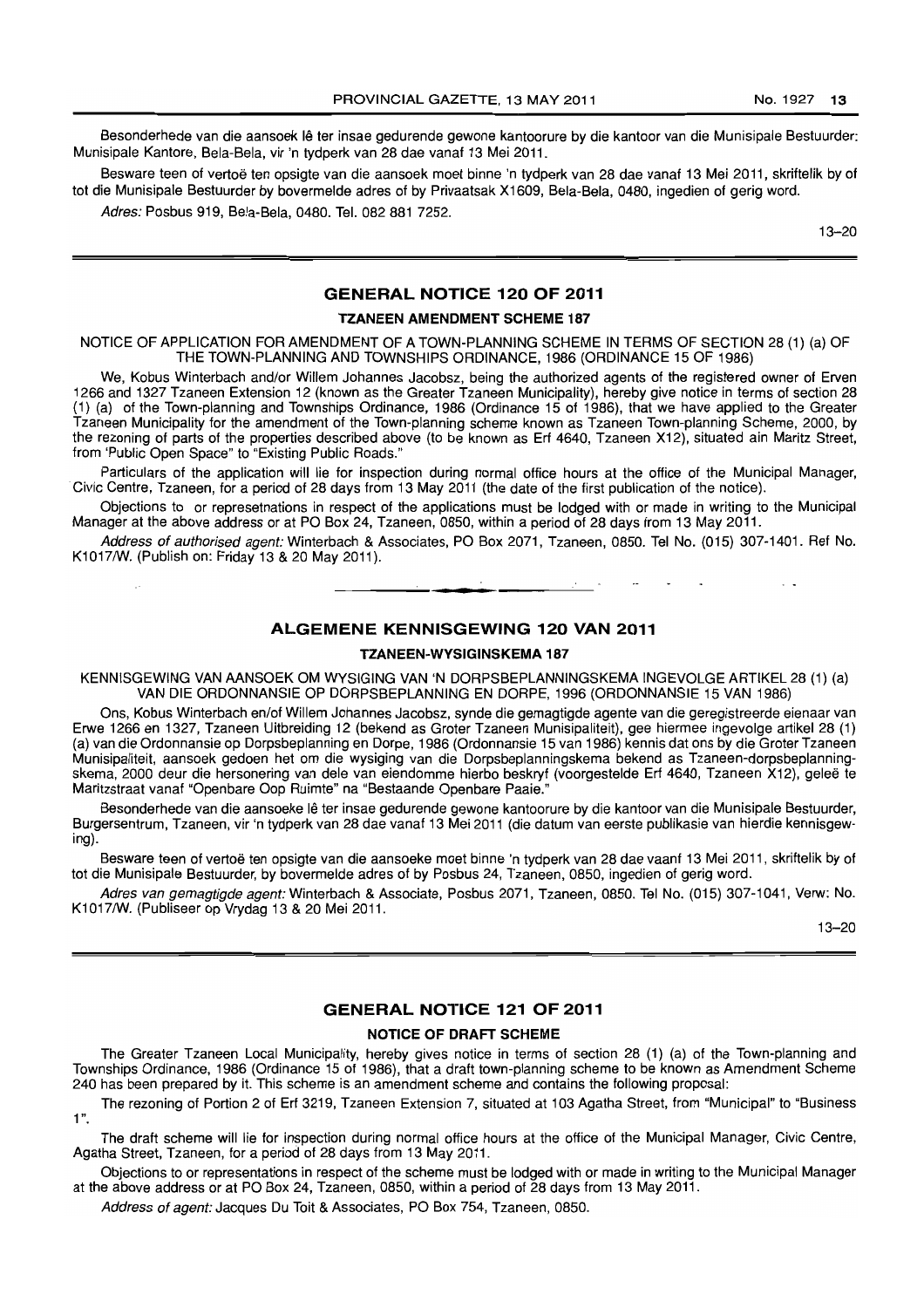Besonderhede van die aansoek lê ter insae gedurende gewone kantoorure by die kantoor van die Munisipale Bestuurder: Munisipale Kantore, Bela-Bela, vir 'n tydperk van 28 dae vanaf 13 Mei 2011.

Besware teen of vertoë ten opsigte van die aansoek moet binne 'n tydperk van 28 dae vanaf 13 Mei 2011, skriftelik by of tot die Munisipale Bestuurder by bovermelde adres of by Privaatsak X1609, Bela-Bela, 0480, ingedien of gerig word.

*Adres:* Posbus 919, Bela-Bela, 0480. Tel. 082 881 7252.

13–20

## GENERAL NOTICE 120 OF 2011

### TZANEEN AMENDMENT SCHEME 187

NOTICE OF APPLICATION FOR AMENDMENT OF A TOWN-PLANNING SCHEME IN TERMS OF SECTION 28 (1) (a) OF THE TOWN-PLANNING AND TOWNSHIPS ORDINANCE, 1986 (ORDINANCE 15 OF 1986)

We, Kobus Winterbach and/or Willem Johannes Jacobsz, being the authorized agents of the registered owner of Erven 1266 and 1327 Tzaneen Extension 12 (known as the Greater Tzaneen Municipality), hereby give notice in terms of section 28 (1) (a) of the Town-planning and Townships Ordinance, 1986 (Ordinance 15 of 1986), that we have applied to the Greater Tzaneen Municipality for the amendment of the Town-planning scheme known as Tzaneen Town-planning Scheme, 2000, by the rezoning of parts of the properties described above (to be known as Erf 4640, Tzaneen X12), situated ain Maritz Street, from 'Public Open Space" to "Existing Public Roads."

Particulars of the application will lie for inspection during normal office hours at the office of the Municipal Manager, Civic Centre, Tzaneen, for a period of 28 days from 13 May 2011 (the date of the first publication of the notice).

Objections to or represetnations in respect of the applications must be lodged with or made in writing to the Municipal Manager at the above address or at PO Box 24, Tzaneen, 0850, within a period of 28 days from 13 May 2011.

*Address of authorised agent:* Winterbach & Associates, PO Box 2071, Tzaneen, 0850. Tel No. (015) 307-1401. Ref No. K1017/W. (Publish on: Friday 13 & 20 May 2011).

## ALGEMENE KENNISGEWING 120 VAN 2011

### TZANEEN-WYSIGINSKEMA 187

KENNISGEWING VAN AANSOEK OM WYSIGING VAN 'N DORPSBEPLANNINGSKEMA INGEVOLGE ARTIKEL 28 (1) (a) VAN DIE ORDONNANSIE OP DORPSBEPLANNING EN DORPE, 1996 (ORDONNANSIE 15 VAN 1986)

Ons, Kobus Winterbach en/of Willem Johannes Jacobsz, synde die gemagtigde agente van die geregistreerde eienaar van Erwe 1266 en 1327, Tzaneen Uitbreiding 12 (bekend as Groter Tzaneen Munisipaliteit), gee hiermee ingevolge artikel 28 (1) (a) van die Ordonnansie op Dorpsbeplanning en Dorpe, 1986 (Ordonnansie 15 van 1986) kennis dat ons by die Groter Tzaneen Munisipaliteit, aansoek gedoen het om die wysiging van die Dorpsbeplanningskema bekend as Tzaneen-dorpsbeplanningskema, 2000 deur die hersonering van dele van eiendomme hierbo beskryf (voorgestelde Erf 4640, Tzaneen X12), geleë te Maritzstraat vanaf "Openbare Oop Ruimte" na "Bestaande Openbare Paaie."

Besonderhede van die aansoeke lê ter insae gedurende gewone kantoorure by die kantoor van die Munisipale Bestuurder, Burgersentrum, Tzaneen, vir 'n tydperk van 28 dae vanaf 13 Mei 2011 (die datum van eerste publikasie van hierdie kennisgewing).

Besware teen of vertoë ten opsigte van die aansoeke moet binne 'n tydperk van 28 dae vaanf 13 Mei 2011, skriftelik by of tot die Munisipale Bestuurder, by bovermelde adres of by Posbus 24, Tzaneen, 0850, ingedien of gerig word.

*Adres van gemagtigde agent:* Winterbach & Associate, Posbus 2071, Tzaneen, 0850. Tel No. (015) 307-1041, Verw: No. K1017/W. (Publiseer op Vrydag 13 & 20 Mei 2011.

13–20

## GENERAL NOTICE 121 OF 2011

### NOTICE OF DRAFT SCHEME

The Greater Tzaneen Local Municipality, hereby gives notice in terms of section 28 (1) (a) of the Town-planning and Townships Ordinance, 1986 (Ordinance 15 of 1986), that a draft town-planning scheme to be known as Amendment Scheme 240 has been prepared by it. This scheme is an amendment scheme and contains the following proposal:

The rezoning of Portion 2 of Erf 3219, Tzaneen Extension 7, situated at 103 Agatha Street, from "Municipal" to "Business 1".

The draft scheme will lie for inspection during normal office hours at the office of the Municipal Manager, Civic Centre, Agatha Street, Tzaneen, for a period of 28 days from 13 May 2011.

Objections to or representations in respect of the scheme must be lodged with or made in writing to the Municipal Manager at the above address or at PO Box 24, Tzaneen, 0850, within a period of 28 days from 13 May 2011.

*Address of agent:* Jacques Du Toit & Associates, PO Box 754, Tzaneen, 0850.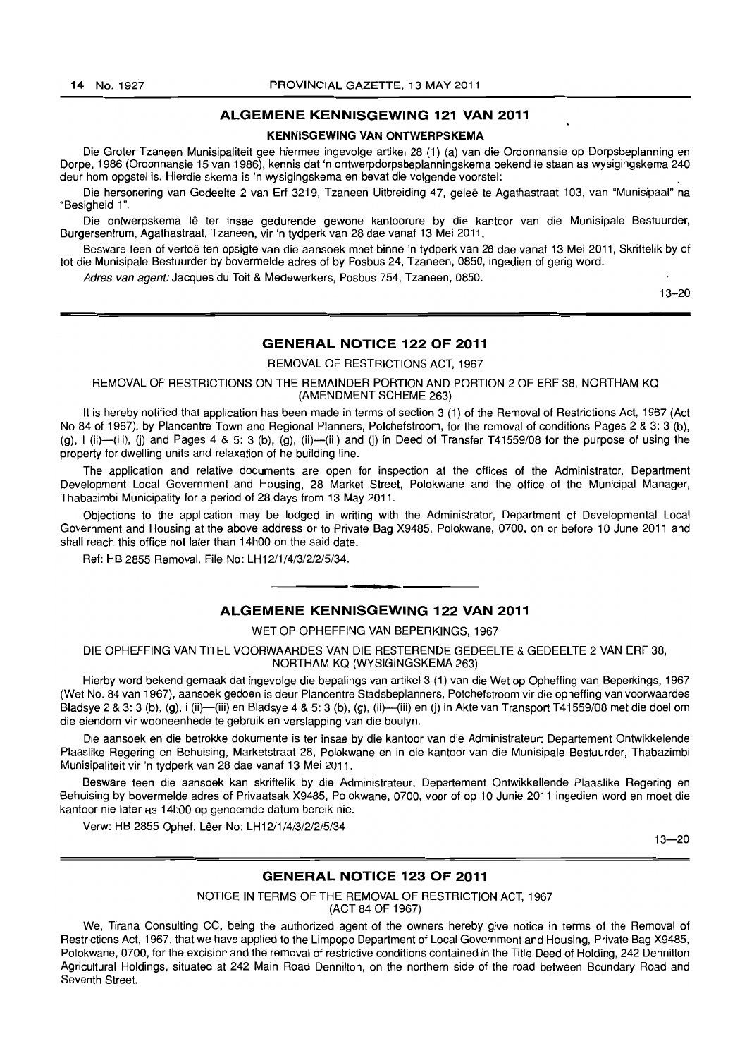## ALGEMENE KENNISGEWING 121 VAN 2011

### KENNISGEWING VAN ONTWERPSKEMA

Die Groter Tzaneen Munisipaliteit gee hiermee ingevolge artikel 28 (1) (a) van die Ordonnansie op Dorpsbeplanning en Dorpe, 1986 (Ordonnansie 15 van 1986), kennis dat 'n ontwerpdorpsbeplanningskema bekend te staan as wysigingskema 240 deur hom opgstel is. Hierdie skema is 'n wysigingskema en bevat die volgende voorstel:

Die hersonering van Gedeelte 2 van Erf 3219, Tzaneen Uitbreiding 47, geleë te Agathastraat 103, van "Munisipaal" na "Besigheid 1".

Die ontwerpskema lê ter insae gedurende gewone kantoorure by die kantoor van die Munisipale Bestuurder, Burgersentrum, Agathastraat, Tzaneen, vir 'n tydperk van 28 dae vanaf 13 Mei 2011.

Besware teen of vertoë ten opsigte van die aansoek moet binne 'n tydperk van 28 dae vanaf 13 Mei 2011, Skriftelik by of tot die Munisipale Bestuurder by bovermelde adres of by Posbus 24, Tzaneen, 0850, ingedien of gerig word.

*Adres van agent:* Jacques du Toit & Medewerkers, Posbus 754, Tzaneen, 0850.

13–20

## GENERAL NOTICE 122 OF 2011

REMOVAL OF RESTRICTIONS ACT, 1967

REMOVAL OF RESTRICTIONS ON THE REMAINDER PORTION AND PORTION 2 OF ERF 38, NORTHAM KQ (AMENDMENT SCHEME 263)

It is hereby notified that application has been made in terms of section 3 (1) of the Removal of Restrictions Act, 1967 (Act No 84 of 1967), by Plancentre Town and Regional Planners, Potchefstroom, for the removal of conditions Pages 2 & 3: 3 (b), (g), I (ii)—(iii), (j) and Pages 4 & 5: 3 (b), (g), (ii)—(iii) and (j) in Deed of Transfer T41559/08 for the purpose of using the property for dwelling units and relaxation of he building line.

The application and relative documents are open for inspection at the offices of the Administrator, Department Development Local Government and Housing, 28 Market Street, Polokwane and the office of the Municipal Manager, Thabazimbi Municipality for a period of 28 days from 13 May 2011.

Objections to the application may be lodged in writing with the Administrator, Department of Developmental Local Government and Housing at the above address or to Private Bag X9485, Polokwane, 0700, on or before 10 June 2011 and shall reach this office not later than 14h00 on the said date.

Ref: HB 2855 Removal. File No: LH12/1/4/3/2/2/5/34.

## ALGEMENE KENNISGEWING 122 VAN 2011

WET OP OPHEFFING VAN BEPERKINGS, 1967

DIE OPHEFFING VAN TITEL VOORWAARDES VAN DIE RESTERENDE GEDEELTE & GEDEELTE 2 VAN ERF 38, NORTHAM KQ (WYSIGINGSKEMA 263)

Hierby word bekend gemaak dat ingevolge die bepalings van artikel 3 (1) van die Wet op Opheffing van Beperkings, 1967 (Wet No. 84 van 1967), aansoek gedoen is deur Plancentre Stadsbeplanners, Potchefstroom vir die opheffing van voorwaardes Bladsye 2 & 3: 3 (b), (g), i (ii)—(iii) en Bladsye 4 & 5: 3 (b), (g), (ii)—(iii) en (j) in Akte van Transport T41559/08 met die doel om die eiendom vir wooneenhede te gebruik en verslapping van die boulyn.

Die aansoek en die betrokke dokumente is ter insae by die kantoor van die Administrateur: Departement Ontwikkelende Plaaslike Regering en Behuising, Marketstraat 28, Polokwane en in die kantoor van die Munisipale Bestuurder, Thabazimbi Munisipaliteit vir 'n tydperk van 28 dae vanaf 13 Mei 2011.

Besware teen die aansoek kan skriftelik by die Administrateur, Departement Ontwikkellende Plaaslike Regering en Behuising by bovermelde adres of Privaatsak X9485, Polokwane, 0700, voor of op 10 Junie 2011 ingedien word en moet die kantoor nie later as 14h00 op genoemde datum bereik nie.

Verw: HB 2855 Ophef. Lêer No: LH12/1/4/3/2/2/5/34

13—20

## GENERAL NOTICE 123 OF 2011

NOTICE IN TERMS OF THE REMOVAL OF RESTRICTION ACT, 1967 (ACT 84 OF 1967)

We, Tirana Consulting CC, being the authorized agent of the owners hereby give notice in terms of the Removal of Restrictions Act, 1967, that we have applied to the Limpopo Department of Local Government and Housing, Private Bag X9485, Polokwane, 0700, for the excision and the removal of restrictive conditions contained in the Title Deed of Holding, 242 Dennilton Agricultural Holdings, situated at 242 Main Road Dennilton, on the northern side of the road between Boundary Road and Seventh Street.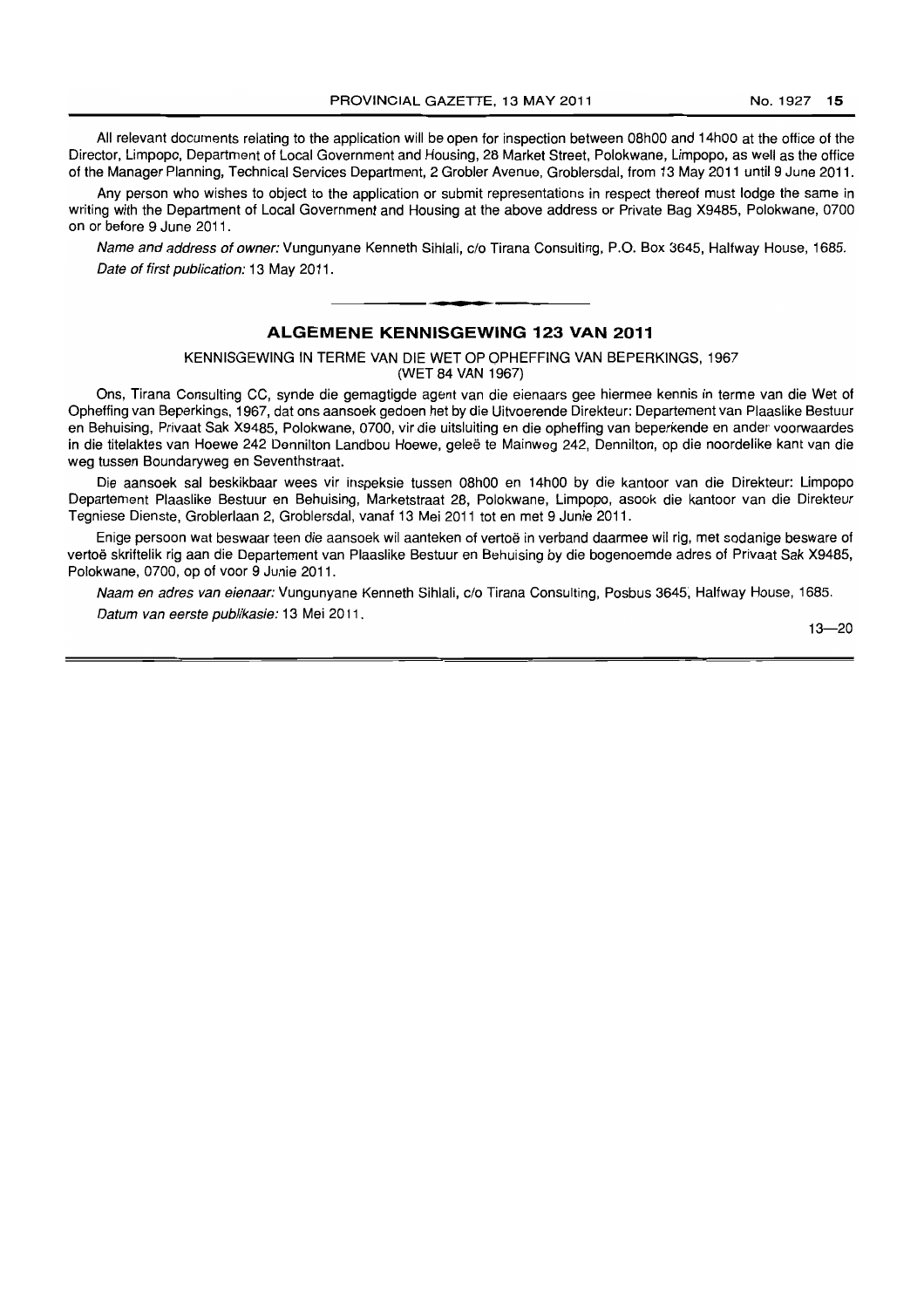All relevant documents relating to the application will be open for inspection between 08h00 and 14h00 at the office of the Director, Limpopo, Department of Local Government and Housing, 28 Market Street, Polokwane, Limpopo, as well as the office of the Manager Planning, Technical Services Department, 2 Grobler Avenue, Groblersdal, from 13 May 2011 until 9 June 2011.

Any person who wishes to object to the application or submit representations in respect thereof must lodge the same in writing with the Department of Local Government and Housing at the above address or Private Bag X9485, Polokwane, 0700 on or before 9 June 2011.

*Name and address of owner:* Vungunyane Kenneth Sihlali, c/o Tirana Consulting, P.O. Box 3645, Halfway House, 1685.

*Date of first publication:* 13 May 2011.

---

## ALGEMENE KENNISGEWING 123 VAN 2011

KENNISGEWING IN TERME VAN DIE WET OP OPHEFFING VAN BEPERKINGS, 1967 (WET 84 VAN 1967)

Ons, Tirana Consulting CC, synde die gemagtigde agent van die eienaars gee hiermee kennis in terme van die Wet of Opheffing van Beperkings, 1967, dat ons aansoek gedoen het by die Uitvoerende Direkteur: Departement van Plaaslike Bestuur en Behuising, Privaat Sak X9485, Polokwane, 0700, vir die uitsluiting en die opheffing van beperkende en ander voorwaardes in die titelaktes van Hoewe 242 Dennilton Landbou Hoewe, geleë te Mainweg 242, Dennilton, op die noordelike kant van die weg tussen Boundaryweg en Seventhstraat.

Die aansoek sal beskikbaar wees vir inspeksie tussen 08h00 en 14h00 by die kantoor van die Direkteur: Limpopo Departement Plaaslike Bestuur en Behuising, Marketstraat 28, Polokwane, Limpopo, asook die kantoor van die Direkteur Tegniese Dienste, Groblerlaan 2, Groblersdal, vanaf 13 Mei 2011 tot en met 9 Junie 2011.

Enige persoon wat beswaar teen die aansoek wil aanteken of vertoë in verband daarmee wil rig, met sodanige besware of vertoë skriftelik rig aan die Departement van Plaaslike Bestuur en Behuising by die bogenoemde adres of Privaat Sak X9485, Polokwane, 0700, op of voor 9 Junie 2011.

*Naam en adres van eienaar:* Vungunyane Kenneth Sihlali, c/o Tirana Consulting, Posbus 3645, Halfway House, 1685.

*Datum van eerste publikasie:* 13 Mei 2011.

13—20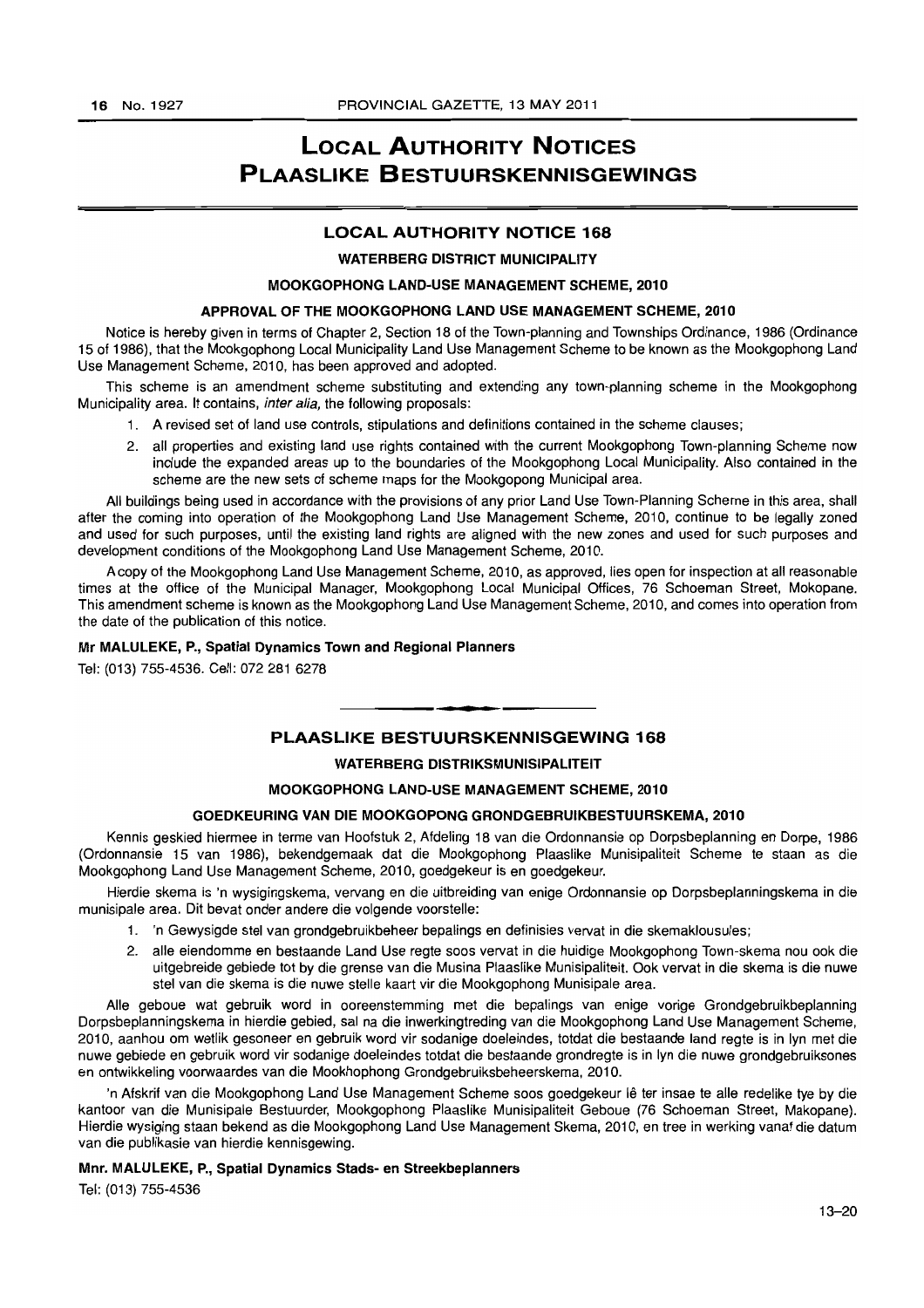# LOCAL AUTHORITY NOTICES
# PLAASLIKE BESTUURSKENNISGEWINGS

## LOCAL AUTHORITY NOTICE 168

### WATERBERG DISTRICT MUNICIPALITY

### MOOKGOPHONG LAND-USE MANAGEMENT SCHEME, 2010

### APPROVAL OF THE MOOKGOPHONG LAND USE MANAGEMENT SCHEME, 2010

Notice is hereby given in terms of Chapter 2, Section 18 of the Town-planning and Townships Ordinance, 1986 (Ordinance 15 of 1986), that the Mookgophong Local Municipality Land Use Management Scheme to be known as the Mookgophong Land Use Management Scheme, 2010, has been approved and adopted.

This scheme is an amendment scheme substituting and extending any town-planning scheme in the Mookgophong Municipality area. It contains, *inter alia,* the following proposals:

1. A revised set of land use controls, stipulations and definitions contained in the scheme clauses;
2. all properties and existing land use rights contained with the current Mookgophong Town-planning Scheme now include the expanded areas up to the boundaries of the Mookgophong Local Municipality. Also contained in the scheme are the new sets of scheme maps for the Mookgopong Municipal area.

All buildings being used in accordance with the provisions of any prior Land Use Town-Planning Scheme in this area, shall after the coming into operation of the Mookgophong Land Use Management Scheme, 2010, continue to be legally zoned and used for such purposes, until the existing land rights are aligned with the new zones and used for such purposes and development conditions of the Mookgophong Land Use Management Scheme, 2010.

A copy of the Mookgophong Land Use Management Scheme, 2010, as approved, lies open for inspection at all reasonable times at the office of the Municipal Manager, Mookgophong Local Municipal Offices, 76 Schoeman Street, Mokopane. This amendment scheme is known as the Mookgophong Land Use Management Scheme, 2010, and comes into operation from the date of the publication of this notice.

**Mr MALULEKE, P., Spatial Dynamics Town and Regional Planners**

Tel: (013) 755-4536. Cell: 072 281 6278

---

## PLAASLIKE BESTUURSKENNISGEWING 168

### WATERBERG DISTRIKSMUNISIPALITEIT

### MOOKGOPHONG LAND-USE MANAGEMENT SCHEME, 2010

### GOEDKEURING VAN DIE MOOKGOPONG GRONDGEBRUIKBESTUURSKEMA, 2010

Kennis geskied hiermee in terme van Hoofstuk 2, Afdeling 18 van die Ordonnansie op Dorpsbeplanning en Dorpe, 1986 (Ordonnansie 15 van 1986), bekendgemaak dat die Mookgophong Plaaslike Munisipaliteit Scheme te staan as die Mookgophong Land Use Management Scheme, 2010, goedgekeur is en goedgekeur.

Hierdie skema is 'n wysigingskema, vervang en die uitbreiding van enige Ordonnansie op Dorpsbeplanningskema in die munisipale area. Dit bevat onder andere die volgende voorstelle:

1. 'n Gewysigde stel van grondgebruikbeheer bepalings en definisies vervat in die skemaklousules;
2. alle eiendomme en bestaande Land Use regte soos vervat in die huidige Mookgophong Town-skema nou ook die uitgebreide gebiede tot by die grense van die Musina Plaaslike Munisipaliteit. Ook vervat in die skema is die nuwe stel van die skema is die nuwe stelle kaart vir die Mookgophong Munisipale area.

Alle geboue wat gebruik word in ooreenstemming met die bepalings van enige vorige Grondgebruikbeplanning Dorpsbeplanningskema in hierdie gebied, sal na die inwerkingtreding van die Mookgophong Land Use Management Scheme, 2010, aanhou om wetlik gesoneer en gebruik word vir sodanige doeleindes, totdat die bestaande land regte is in lyn met die nuwe gebiede en gebruik word vir sodanige doeleindes totdat die bestaande grondregte is in lyn die nuwe grondgebruiksones en ontwikkeling voorwaardes van die Mookhophong Grondgebruiksbeheerskema, 2010.

'n Afskrif van die Mookgophong Land Use Management Scheme soos goedgekeur lê ter insae te alle redelike tye by die kantoor van die Munisipale Bestuurder, Mookgophong Plaaslike Munisipaliteit Geboue (76 Schoeman Street, Makopane). Hierdie wysiging staan bekend as die Mookgophong Land Use Management Skema, 2010, en tree in werking vanaf die datum van die publikasie van hierdie kennisgewing.

**Mnr. MALULEKE, P., Spatial Dynamics Stads- en Streekbeplanners**

Tel: (013) 755-4536

13–20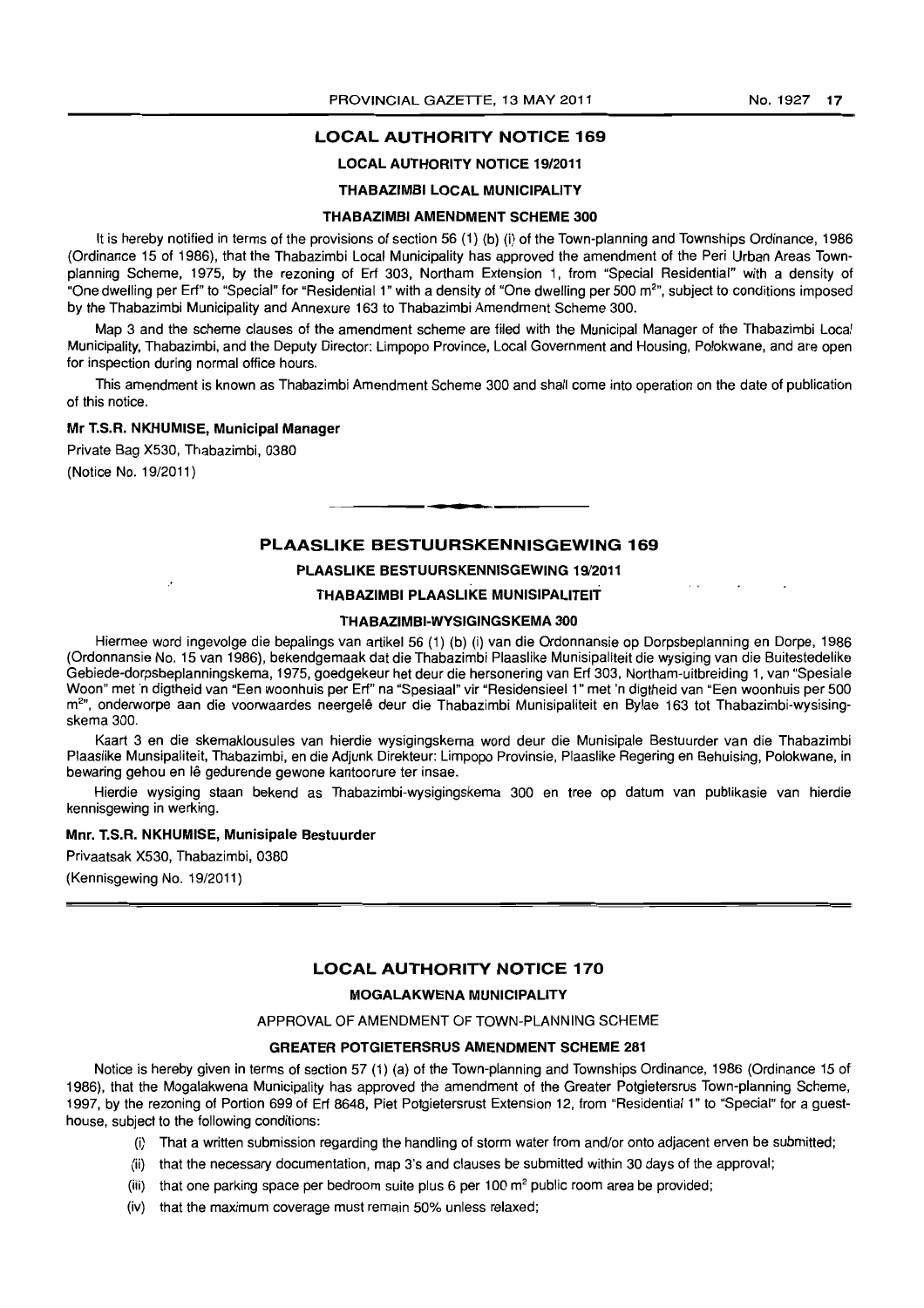## LOCAL AUTHORITY NOTICE 169

### LOCAL AUTHORITY NOTICE 19/2011

### THABAZIMBI LOCAL MUNICIPALITY

### THABAZIMBI AMENDMENT SCHEME 300

It is hereby notified in terms of the provisions of section 56 (1) (b) (i) of the Town-planning and Townships Ordinance, 1986 (Ordinance 15 of 1986), that the Thabazimbi Local Municipality has approved the amendment of the Peri Urban Areas Town-planning Scheme, 1975, by the rezoning of Erf 303, Northam Extension 1, from "Special Residential" with a density of "One dwelling per Erf" to "Special" for "Residential 1" with a density of "One dwelling per 500 m$^2$", subject to conditions imposed by the Thabazimbi Municipality and Annexure 163 to Thabazimbi Amendment Scheme 300.

Map 3 and the scheme clauses of the amendment scheme are filed with the Municipal Manager of the Thabazimbi Local Municipality, Thabazimbi, and the Deputy Director: Limpopo Province, Local Government and Housing, Polokwane, and are open for inspection during normal office hours.

This amendment is known as Thabazimbi Amendment Scheme 300 and shall come into operation on the date of publication of this notice.

**Mr T.S.R. NKHUMISE, Municipal Manager**

Private Bag X530, Thabazimbi, 0380

(Notice No. 19/2011)

---

## PLAASLIKE BESTUURSKENNISGEWING 169

### PLAASLIKE BESTUURSKENNISGEWING 19/2011

### THABAZIMBI PLAASLIKE MUNISIPALITEIT

### THABAZIMBI-WYSIGINGSKEMA 300

Hiermee word ingevolge die bepalings van artikel 56 (1) (b) (i) van die Ordonnansie op Dorpsbeplanning en Dorpe, 1986 (Ordonnansie No. 15 van 1986), bekendgemaak dat die Thabazimbi Plaaslike Munisipaliteit die wysiging van die Buitestedelike Gebiede-dorpsbeplanningskema, 1975, goedgekeur het deur die hersonering van Erf 303, Northam-uitbreiding 1, van "Spesiale Woon" met 'n digtheid van "Een woonhuis per Erf" na "Spesiaal" vir "Residensieel 1" met 'n digtheid van "Een woonhuis per 500 m$^2$", onderworpe aan die voorwaardes neergelê deur die Thabazimbi Munisipaliteit en Bylae 163 tot Thabazimbi-wysigingskema 300.

Kaart 3 en die skemaklousules van hierdie wysigingskema word deur die Munisipale Bestuurder van die Thabazimbi Plaaslike Munsipaliteit, Thabazimbi, en die Adjunk Direkteur: Limpopo Provinsie, Plaaslike Regering en Behuising, Polokwane, in bewaring gehou en lê gedurende gewone kantoorure ter insae.

Hierdie wysiging staan bekend as Thabazimbi-wysigingskema 300 en tree op datum van publikasie van hierdie kennisgewing in werking.

**Mnr. T.S.R. NKHUMISE, Munisipale Bestuurder**

Privaatsak X530, Thabazimbi, 0380

(Kennisgewing No. 19/2011)

---

## LOCAL AUTHORITY NOTICE 170

### MOGALAKWENA MUNICIPALITY

APPROVAL OF AMENDMENT OF TOWN-PLANNING SCHEME

### GREATER POTGIETERSRUS AMENDMENT SCHEME 281

Notice is hereby given in terms of section 57 (1) (a) of the Town-planning and Townships Ordinance, 1986 (Ordinance 15 of 1986), that the Mogalakwena Municipality has approved the amendment of the Greater Potgietersrus Town-planning Scheme, 1997, by the rezoning of Portion 699 of Erf 8648, Piet Potgietersrust Extension 12, from "Residential 1" to "Special" for a guest-house, subject to the following conditions:

(i) That a written submission regarding the handling of storm water from and/or onto adjacent erven be submitted;

(ii) that the necessary documentation, map 3's and clauses be submitted within 30 days of the approval;

(iii) that one parking space per bedroom suite plus 6 per 100 m$^2$ public room area be provided;

(iv) that the maximum coverage must remain 50% unless relaxed;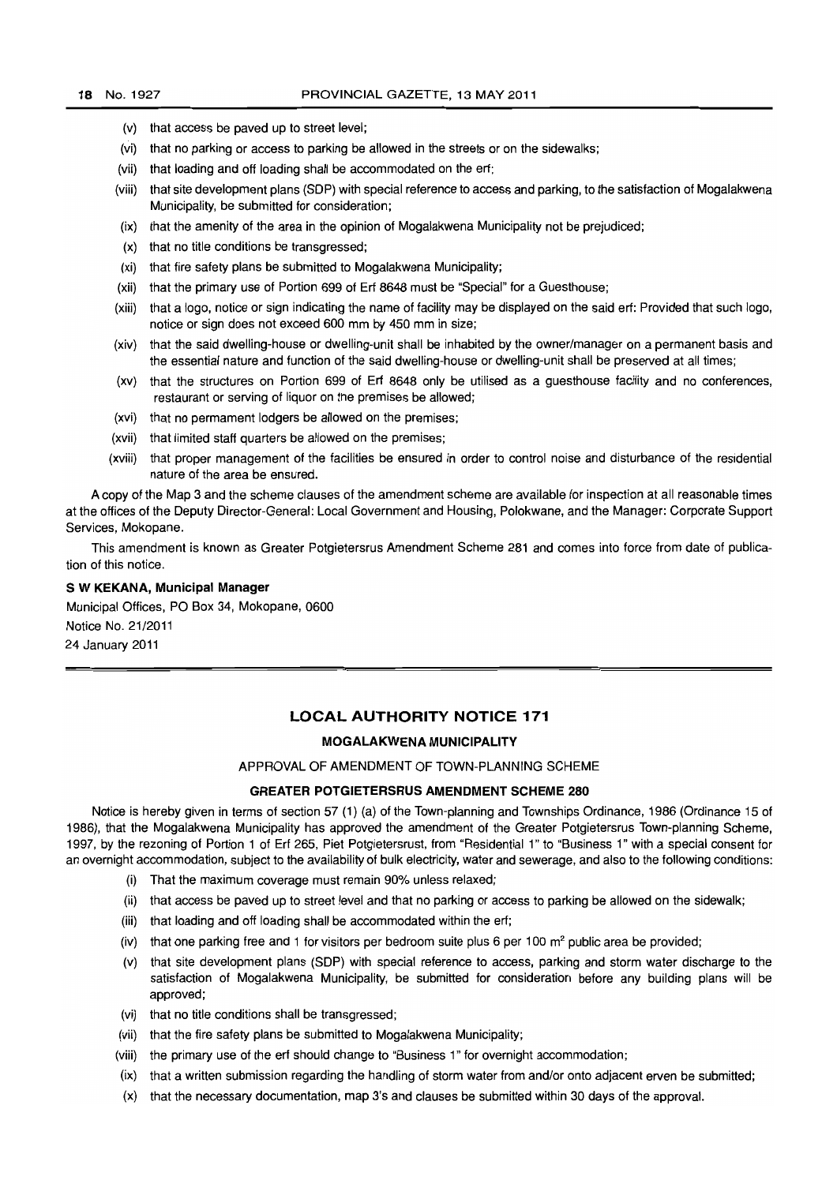(v) that access be paved up to street level;

(vi) that no parking or access to parking be allowed in the streets or on the sidewalks;

(vii) that loading and off loading shall be accommodated on the erf;

(viii) that site development plans (SDP) with special reference to access and parking, to the satisfaction of Mogalakwena Municipality, be submitted for consideration;

(ix) that the amenity of the area in the opinion of Mogalakwena Municipality not be prejudiced;

(x) that no title conditions be transgressed;

(xi) that fire safety plans be submitted to Mogalakwena Municipality;

(xii) that the primary use of Portion 699 of Erf 8648 must be "Special" for a Guesthouse;

(xiii) that a logo, notice or sign indicating the name of facility may be displayed on the said erf: Provided that such logo, notice or sign does not exceed 600 mm by 450 mm in size;

(xiv) that the said dwelling-house or dwelling-unit shall be inhabited by the owner/manager on a permanent basis and the essential nature and function of the said dwelling-house or dwelling-unit shall be preserved at all times;

(xv) that the structures on Portion 699 of Erf 8648 only be utilised as a guesthouse facility and no conferences, restaurant or serving of liquor on the premises be allowed;

(xvi) that no permament lodgers be allowed on the premises;

(xvii) that limited staff quarters be allowed on the premises;

(xviii) that proper management of the facilities be ensured in order to control noise and disturbance of the residential nature of the area be ensured.

A copy of the Map 3 and the scheme clauses of the amendment scheme are available for inspection at all reasonable times at the offices of the Deputy Director-General: Local Government and Housing, Polokwane, and the Manager: Corporate Support Services, Mokopane.

This amendment is known as Greater Potgietersrus Amendment Scheme 281 and comes into force from date of publication of this notice.

**S W KEKANA, Municipal Manager**

Municipal Offices, PO Box 34, Mokopane, 0600

Notice No. 21/2011

24 January 2011

## LOCAL AUTHORITY NOTICE 171

### MOGALAKWENA MUNICIPALITY

APPROVAL OF AMENDMENT OF TOWN-PLANNING SCHEME

**GREATER POTGIETERSRUS AMENDMENT SCHEME 280**

Notice is hereby given in terms of section 57 (1) (a) of the Town-planning and Townships Ordinance, 1986 (Ordinance 15 of 1986), that the Mogalakwena Municipality has approved the amendment of the Greater Potgietersrus Town-planning Scheme, 1997, by the rezoning of Portion 1 of Erf 265, Piet Potgietersrust, from "Residential 1" to "Business 1" with a special consent for an overnight accommodation, subject to the availability of bulk electricity, water and sewerage, and also to the following conditions:

(i) That the maximum coverage must remain 90% unless relaxed;

(ii) that access be paved up to street level and that no parking or access to parking be allowed on the sidewalk;

(iii) that loading and off loading shall be accommodated within the erf;

(iv) that one parking free and 1 for visitors per bedroom suite plus 6 per 100 m$^2$ public area be provided;

(v) that site development plans (SDP) with special reference to access, parking and storm water discharge to the satisfaction of Mogalakwena Municipality, be submitted for consideration before any building plans will be approved;

(vi) that no title conditions shall be transgressed;

(vii) that the fire safety plans be submitted to Mogalakwena Municipality;

(viii) the primary use of the erf should change to "Business 1" for overnight accommodation;

(ix) that a written submission regarding the handling of storm water from and/or onto adjacent erven be submitted;

(x) that the necessary documentation, map 3's and clauses be submitted within 30 days of the approval.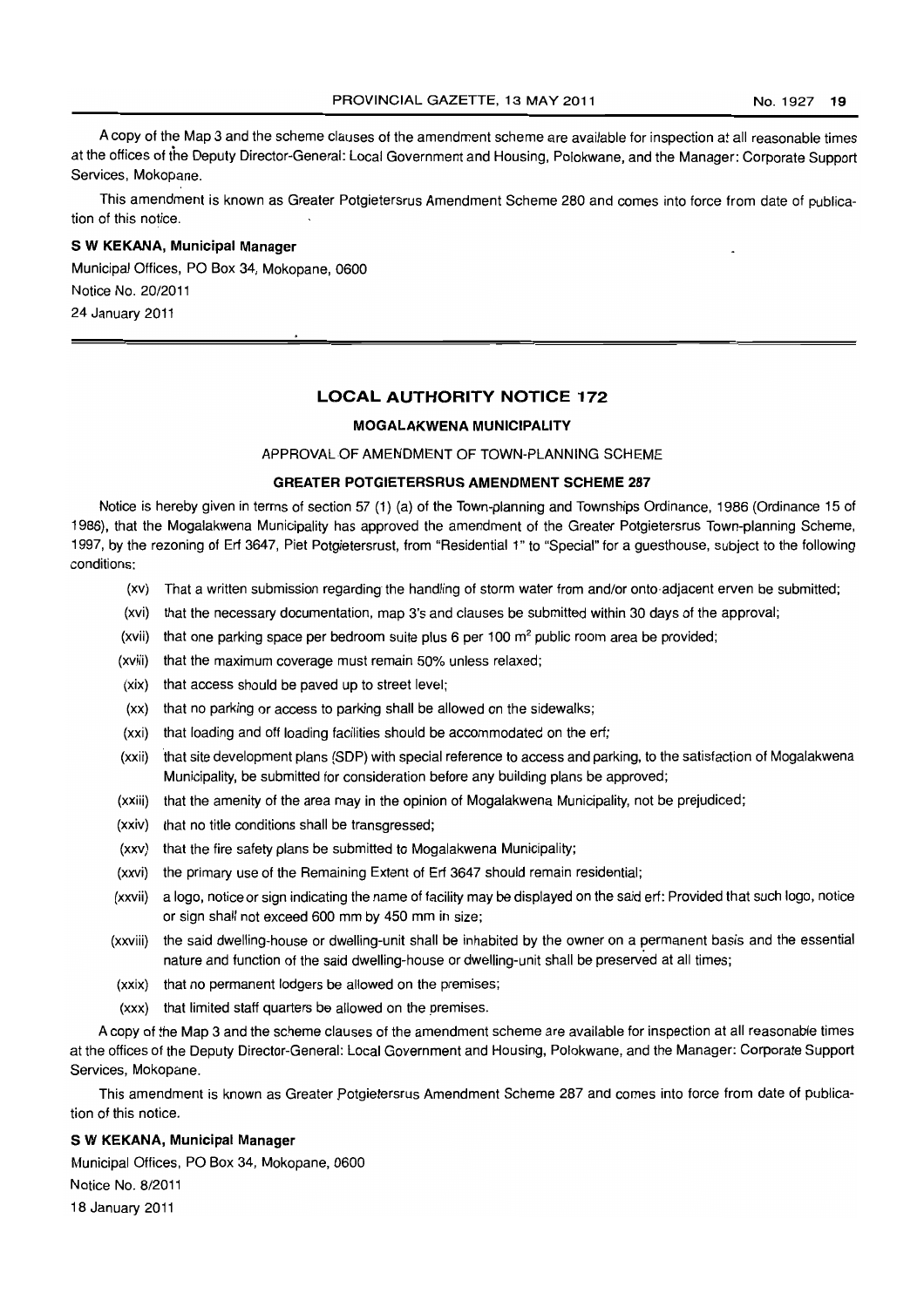A copy of the Map 3 and the scheme clauses of the amendment scheme are available for inspection at all reasonable times at the offices of the Deputy Director-General: Local Government and Housing, Polokwane, and the Manager: Corporate Support Services, Mokopane.

This amendment is known as Greater Potgietersrus Amendment Scheme 280 and comes into force from date of publication of this notice.

**S W KEKANA, Municipal Manager**

Municipal Offices, PO Box 34, Mokopane, 0600
Notice No. 20/2011
24 January 2011

---

## LOCAL AUTHORITY NOTICE 172

### MOGALAKWENA MUNICIPALITY

APPROVAL OF AMENDMENT OF TOWN-PLANNING SCHEME

### GREATER POTGIETERSRUS AMENDMENT SCHEME 287

Notice is hereby given in terms of section 57 (1) (a) of the Town-planning and Townships Ordinance, 1986 (Ordinance 15 of 1986), that the Mogalakwena Municipality has approved the amendment of the Greater Potgietersrus Town-planning Scheme, 1997, by the rezoning of Erf 3647, Piet Potgietersrust, from "Residential 1" to "Special" for a guesthouse, subject to the following conditions:

(xv) That a written submission regarding the handling of storm water from and/or onto adjacent erven be submitted;

(xvi) that the necessary documentation, map 3's and clauses be submitted within 30 days of the approval;

(xvii) that one parking space per bedroom suite plus 6 per 100 m² public room area be provided;

(xviii) that the maximum coverage must remain 50% unless relaxed;

(xix) that access should be paved up to street level;

(xx) that no parking or access to parking shall be allowed on the sidewalks;

(xxi) that loading and off loading facilities should be accommodated on the erf;

(xxii) that site development plans (SDP) with special reference to access and parking, to the satisfaction of Mogalakwena Municipality, be submitted for consideration before any building plans be approved;

(xxiii) that the amenity of the area may in the opinion of Mogalakwena Municipality, not be prejudiced;

(xxiv) that no title conditions shall be transgressed;

(xxv) that the fire safety plans be submitted to Mogalakwena Municipality;

(xxvi) the primary use of the Remaining Extent of Erf 3647 should remain residential;

(xxvii) a logo, notice or sign indicating the name of facility may be displayed on the said erf: Provided that such logo, notice or sign shall not exceed 600 mm by 450 mm in size;

(xxviii) the said dwelling-house or dwelling-unit shall be inhabited by the owner on a permanent basis and the essential nature and function of the said dwelling-house or dwelling-unit shall be preserved at all times;

(xxix) that no permanent lodgers be allowed on the premises;

(xxx) that limited staff quarters be allowed on the premises.

A copy of the Map 3 and the scheme clauses of the amendment scheme are available for inspection at all reasonable times at the offices of the Deputy Director-General: Local Government and Housing, Polokwane, and the Manager: Corporate Support Services, Mokopane.

This amendment is known as Greater Potgietersrus Amendment Scheme 287 and comes into force from date of publication of this notice.

**S W KEKANA, Municipal Manager**

Municipal Offices, PO Box 34, Mokopane, 0600
Notice No. 8/2011
18 January 2011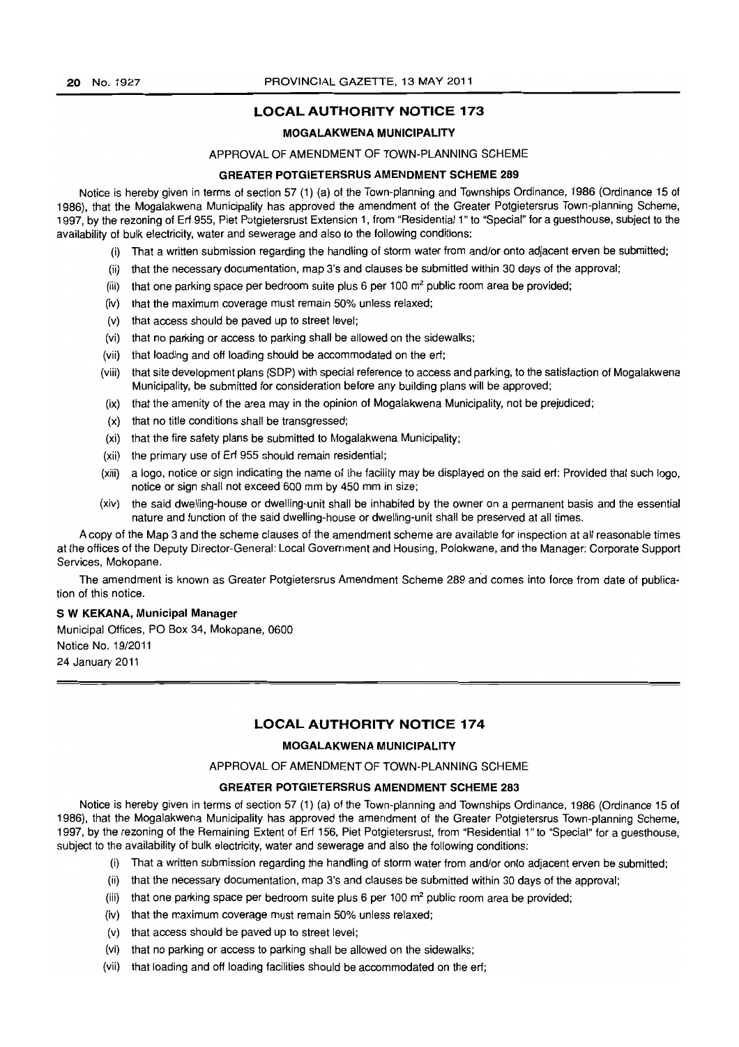## LOCAL AUTHORITY NOTICE 173

### MOGALAKWENA MUNICIPALITY

APPROVAL OF AMENDMENT OF TOWN-PLANNING SCHEME

**GREATER POTGIETERSRUS AMENDMENT SCHEME 289**

Notice is hereby given in terms of section 57 (1) (a) of the Town-planning and Townships Ordinance, 1986 (Ordinance 15 of 1986), that the Mogalakwena Municipality has approved the amendment of the Greater Potgietersrus Town-planning Scheme, 1997, by the rezoning of Erf 955, Piet Potgietersrust Extension 1, from "Residential 1" to "Special" for a guesthouse, subject to the availability of bulk electricity, water and sewerage and also to the following conditions:

- (i) That a written submission regarding the handling of storm water from and/or onto adjacent erven be submitted;
- (ii) that the necessary documentation, map 3's and clauses be submitted within 30 days of the approval;
- (iii) that one parking space per bedroom suite plus 6 per 100 m² public room area be provided;
- (iv) that the maximum coverage must remain 50% unless relaxed;
- (v) that access should be paved up to street level;
- (vi) that no parking or access to parking shall be allowed on the sidewalks;
- (vii) that loading and off loading should be accommodated on the erf;
- (viii) that site development plans (SDP) with special reference to access and parking, to the satisfaction of Mogalakwena Municipality, be submitted for consideration before any building plans will be approved;
- (ix) that the amenity of the area may in the opinion of Mogalakwena Municipality, not be prejudiced;
- (x) that no title conditions shall be transgressed;
- (xi) that the fire safety plans be submitted to Mogalakwena Municipality;
- (xii) the primary use of Erf 955 should remain residential;
- (xiii) a logo, notice or sign indicating the name of the facility may be displayed on the said erf: Provided that such logo, notice or sign shall not exceed 600 mm by 450 mm in size;
- (xiv) the said dwelling-house or dwelling-unit shall be inhabited by the owner on a permanent basis and the essential nature and function of the said dwelling-house or dwelling-unit shall be preserved at all times.

A copy of the Map 3 and the scheme clauses of the amendment scheme are available for inspection at all reasonable times at the offices of the Deputy Director-General: Local Government and Housing, Polokwane, and the Manager: Corporate Support Services, Mokopane.

The amendment is known as Greater Potgietersrus Amendment Scheme 289 and comes into force from date of publication of this notice.

**S W KEKANA, Municipal Manager**

Municipal Offices, PO Box 34, Mokopane, 0600

Notice No. 19/2011

24 January 2011

## LOCAL AUTHORITY NOTICE 174

### MOGALAKWENA MUNICIPALITY

APPROVAL OF AMENDMENT OF TOWN-PLANNING SCHEME

**GREATER POTGIETERSRUS AMENDMENT SCHEME 283**

Notice is hereby given in terms of section 57 (1) (a) of the Town-planning and Townships Ordinance, 1986 (Ordinance 15 of 1986), that the Mogalakwena Municipality has approved the amendment of the Greater Potgietersrus Town-planning Scheme, 1997, by the rezoning of the Remaining Extent of Erf 156, Piet Potgietersrust, from "Residential 1" to "Special" for a guesthouse, subject to the availability of bulk electricity, water and sewerage and also the following conditions:

- (i) That a written submission regarding the handling of storm water from and/or onto adjacent erven be submitted;
- (ii) that the necessary documentation, map 3's and clauses be submitted within 30 days of the approval;
- (iii) that one parking space per bedroom suite plus 6 per 100 m² public room area be provided;
- (iv) that the maximum coverage must remain 50% unless relaxed;
- (v) that access should be paved up to street level;
- (vi) that no parking or access to parking shall be allowed on the sidewalks;
- (vii) that loading and off loading facilities should be accommodated on the erf;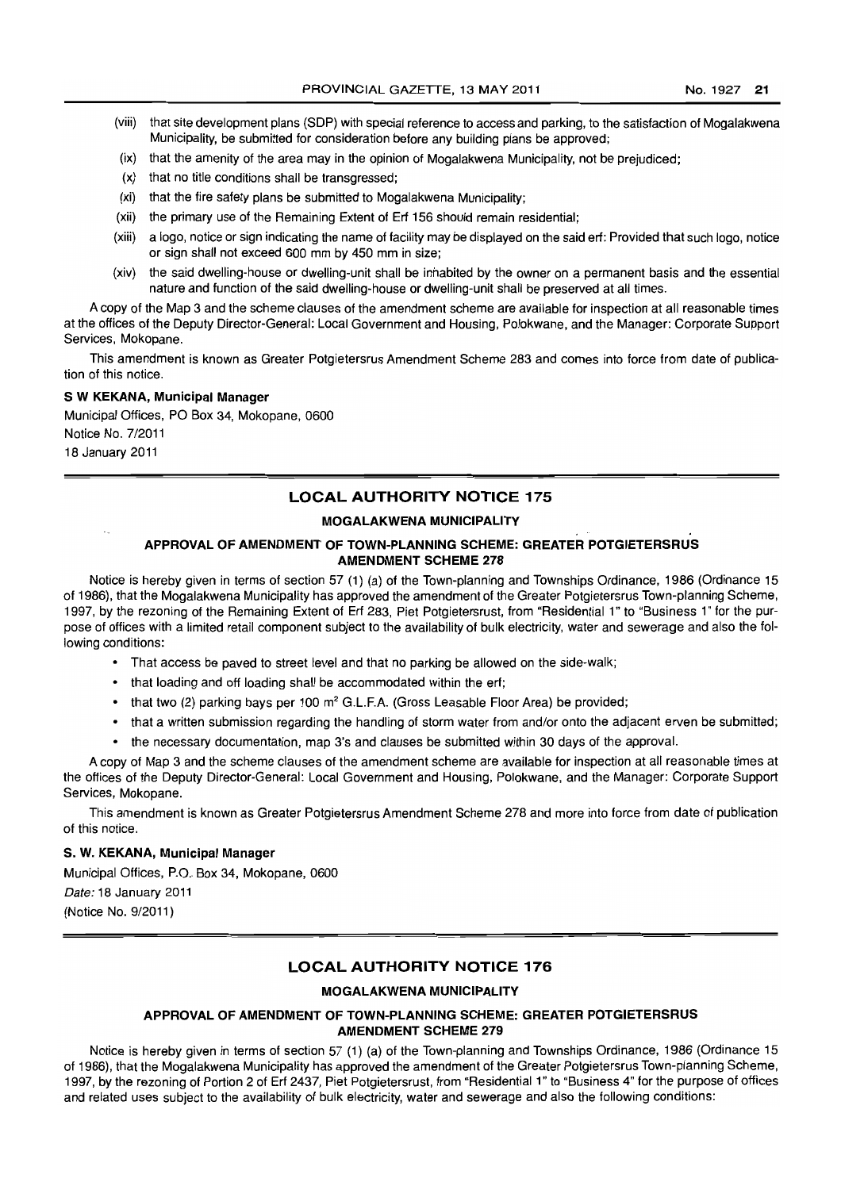(viii) that site development plans (SDP) with special reference to access and parking, to the satisfaction of Mogalakwena Municipality, be submitted for consideration before any building plans be approved;

(ix) that the amenity of the area may in the opinion of Mogalakwena Municipality, not be prejudiced;

(x) that no title conditions shall be transgressed;

(xi) that the fire safety plans be submitted to Mogalakwena Municipality;

(xii) the primary use of the Remaining Extent of Erf 156 should remain residential;

(xiii) a logo, notice or sign indicating the name of facility may be displayed on the said erf: Provided that such logo, notice or sign shall not exceed 600 mm by 450 mm in size;

(xiv) the said dwelling-house or dwelling-unit shall be inhabited by the owner on a permanent basis and the essential nature and function of the said dwelling-house or dwelling-unit shall be preserved at all times.

A copy of the Map 3 and the scheme clauses of the amendment scheme are available for inspection at all reasonable times at the offices of the Deputy Director-General: Local Government and Housing, Polokwane, and the Manager: Corporate Support Services, Mokopane.

This amendment is known as Greater Potgietersrus Amendment Scheme 283 and comes into force from date of publication of this notice.

**S W KEKANA, Municipal Manager**

Municipal Offices, PO Box 34, Mokopane, 0600

Notice No. 7/2011

18 January 2011

---

## LOCAL AUTHORITY NOTICE 175

### MOGALAKWENA MUNICIPALITY

### APPROVAL OF AMENDMENT OF TOWN-PLANNING SCHEME: GREATER POTGIETERSRUS AMENDMENT SCHEME 278

Notice is hereby given in terms of section 57 (1) (a) of the Town-planning and Townships Ordinance, 1986 (Ordinance 15 of 1986), that the Mogalakwena Municipality has approved the amendment of the Greater Potgietersrus Town-planning Scheme, 1997, by the rezoning of the Remaining Extent of Erf 283, Piet Potgietersrust, from "Residential 1" to "Business 1" for the purpose of offices with a limited retail component subject to the availability of bulk electricity, water and sewerage and also the following conditions:

- That access be paved to street level and that no parking be allowed on the side-walk;
- that loading and off loading shall be accommodated within the erf;
- that two (2) parking bays per 100 m$^2$ G.L.F.A. (Gross Leasable Floor Area) be provided;
- that a written submission regarding the handling of storm water from and/or onto the adjacent erven be submitted;
- the necessary documentation, map 3's and clauses be submitted within 30 days of the approval.

A copy of Map 3 and the scheme clauses of the amendment scheme are available for inspection at all reasonable times at the offices of the Deputy Director-General: Local Government and Housing, Polokwane, and the Manager: Corporate Support Services, Mokopane.

This amendment is known as Greater Potgietersrus Amendment Scheme 278 and more into force from date of publication of this notice.

**S. W. KEKANA, Municipal Manager**

Municipal Offices, P.O. Box 34, Mokopane, 0600

*Date:* 18 January 2011

(Notice No. 9/2011)

---

## LOCAL AUTHORITY NOTICE 176

### MOGALAKWENA MUNICIPALITY

### APPROVAL OF AMENDMENT OF TOWN-PLANNING SCHEME: GREATER POTGIETERSRUS AMENDMENT SCHEME 279

Notice is hereby given in terms of section 57 (1) (a) of the Town-planning and Townships Ordinance, 1986 (Ordinance 15 of 1986), that the Mogalakwena Municipality has approved the amendment of the Greater Potgietersrus Town-planning Scheme, 1997, by the rezoning of Portion 2 of Erf 2437, Piet Potgietersrust, from "Residential 1" to "Business 4" for the purpose of offices and related uses subject to the availability of bulk electricity, water and sewerage and also the following conditions: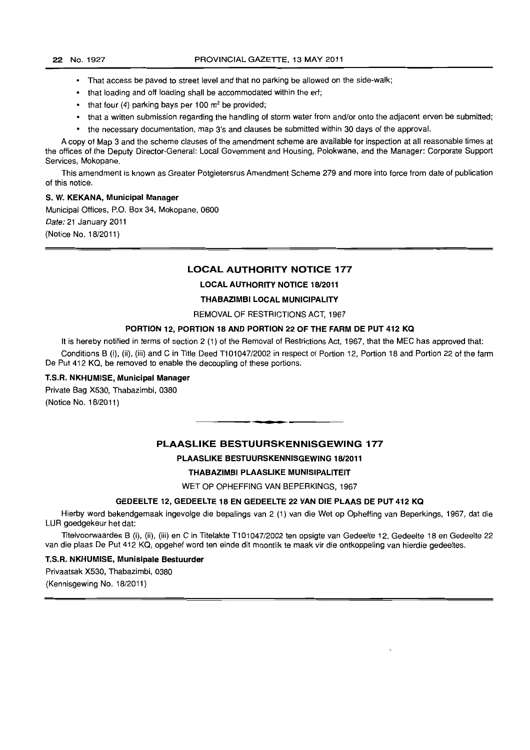- That access be paved to street level and that no parking be allowed on the side-walk;
- that loading and off loading shall be accommodated within the erf;
- that four (4) parking bays per 100 m² be provided;
- that a written submission regarding the handling of storm water from and/or onto the adjacent erven be submitted;
- the necessary documentation, map 3's and clauses be submitted within 30 days of the approval.

A copy of Map 3 and the scheme clauses of the amendment scheme are available for inspection at all reasonable times at the offices of the Deputy Director-General: Local Government and Housing, Polokwane, and the Manager: Corporate Support Services, Mokopane.

This amendment is known as Greater Potgietersrus Amendment Scheme 279 and more into force from date of publication of this notice.

**S. W. KEKANA, Municipal Manager**

Municipal Offices, P.O. Box 34, Mokopane, 0600

*Date:* 21 January 2011

(Notice No. 18/2011)

---

## LOCAL AUTHORITY NOTICE 177

### LOCAL AUTHORITY NOTICE 18/2011

### THABAZIMBI LOCAL MUNICIPALITY

REMOVAL OF RESTRICTIONS ACT, 1967

#### PORTION 12, PORTION 18 AND PORTION 22 OF THE FARM DE PUT 412 KQ

It is hereby notified in terms of section 2 (1) of the Removal of Restrictions Act, 1967, that the MEC has approved that:

Conditions B (i), (ii), (iii) and C in Title Deed T101047/2002 in respect of Portion 12, Portion 18 and Portion 22 of the farm De Put 412 KQ, be removed to enable the decoupling of these portions.

**T.S.R. NKHUMISE, Municipal Manager**

Private Bag X530, Thabazimbi, 0380

(Notice No. 18/2011)

---

## PLAASLIKE BESTUURSKENNISGEWING 177

### PLAASLIKE BESTUURSKENNISGEWING 18/2011

### THABAZIMBI PLAASLIKE MUNISIPALITEIT

WET OP OPHEFFING VAN BEPERKINGS, 1967

#### GEDEELTE 12, GEDEELTE 18 EN GEDEELTE 22 VAN DIE PLAAS DE PUT 412 KQ

Hierby word bekendgemaak ingevolge die bepalings van 2 (1) van die Wet op Opheffing van Beperkings, 1967, dat die LUR goedgekeur het dat:

Titelvoorwaardes B (i), (ii), (iii) en C in Titelakte T101047/2002 ten opsigte van Gedeelte 12, Gedeelte 18 en Gedeelte 22 van die plaas De Put 412 KQ, opgehef word ten einde dit moontlik te maak vir die ontkoppeling van hierdie gedeeltes.

**T.S.R. NKHUMISE, Munisipale Bestuurder**

Privaatsak X530, Thabazimbi, 0380

(Kennisgewing No. 18/2011)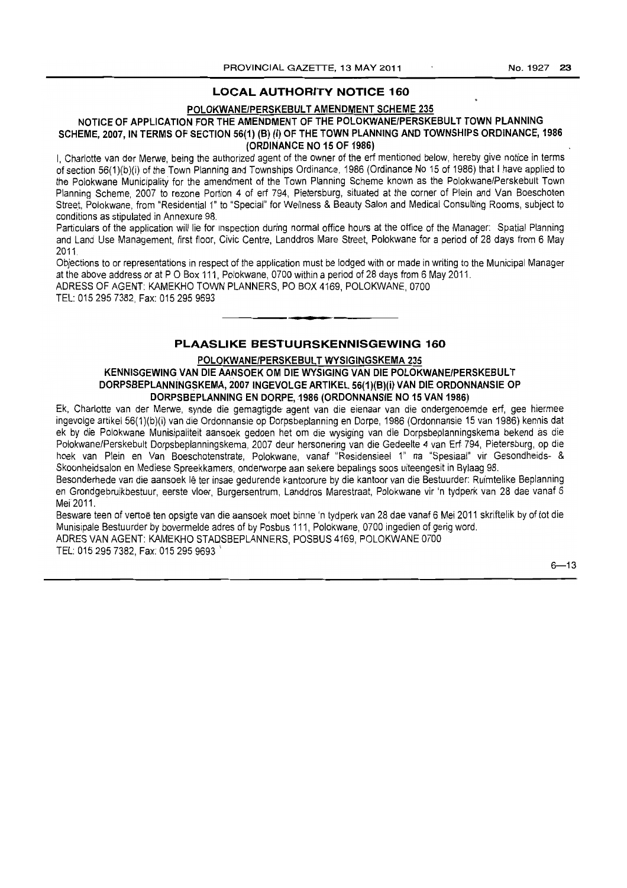## LOCAL AUTHORITY NOTICE 160

### POLOKWANE/PERSKEBULT AMENDMENT SCHEME 235

### NOTICE OF APPLICATION FOR THE AMENDMENT OF THE POLOKWANE/PERSKEBULT TOWN PLANNING SCHEME, 2007, IN TERMS OF SECTION 56(1) (B) (i) OF THE TOWN PLANNING AND TOWNSHIPS ORDINANCE, 1986 (ORDINANCE NO 15 OF 1986)

I, Charlotte van der Merwe, being the authorized agent of the owner of the erf mentioned below, hereby give notice in terms of section 56(1)(b)(i) of the Town Planning and Townships Ordinance, 1986 (Ordinance No 15 of 1986) that I have applied to the Polokwane Municipality for the amendment of the Town Planning Scheme known as the Polokwane/Perskebult Town Planning Scheme, 2007 to rezone Portion 4 of erf 794, Pietersburg, situated at the corner of Plein and Van Boeschoten Street, Polokwane, from "Residential 1" to "Special" for Wellness & Beauty Salon and Medical Consulting Rooms, subject to conditions as stipulated in Annexure 98.

Particulars of the application will lie for inspection during normal office hours at the office of the Manager: Spatial Planning and Land Use Management, first floor, Civic Centre, Landdros Mare Street, Polokwane for a period of 28 days from 6 May 2011.

Objections to or representations in respect of the application must be lodged with or made in writing to the Municipal Manager at the above address or at P O Box 111, Polokwane, 0700 within a period of 28 days from 6 May 2011.

ADRESS OF AGENT: KAMEKHO TOWN PLANNERS, PO BOX 4169, POLOKWANE, 0700

TEL: 015 295 7382, Fax: 015 295 9693

---

## PLAASLIKE BESTUURSKENNISGEWING 160

### POLOKWANE/PERSKEBULT WYSIGINGSKEMA 235

### KENNISGEWING VAN DIE AANSOEK OM DIE WYSIGING VAN DIE POLOKWANE/PERSKEBULT DORPSBEPLANNINGSKEMA, 2007 INGEVOLGE ARTIKEL 56(1)(B)(i) VAN DIE ORDONNANSIE OP DORPSBEPLANNING EN DORPE, 1986 (ORDONNANSIE NO 15 VAN 1986)

Ek, Charlotte van der Merwe, synde die gemagtigde agent van die eienaar van die ondergenoemde erf, gee hiermee ingevolge artikel 56(1)(b)(i) van die Ordonnansie op Dorpsbeplanning en Dorpe, 1986 (Ordonnansie 15 van 1986) kennis dat ek by die Polokwane Munisipaliteit aansoek gedoen het om die wysiging van die Dorpsbeplanningskema bekend as die Polokwane/Perskebult Dorpsbeplanningskema, 2007 deur hersonering van die Gedeelte 4 van Erf 794, Pietersburg, op die hoek van Plein en Van Boeschotenstrate, Polokwane, vanaf "Residensieel 1" na "Spesiaal" vir Gesondheids- & Skoonheidsalon en Mediese Spreekkamers, onderworpe aan sekere bepalings soos uiteengesit in Bylaag 98.

Besonderhede van die aansoek lê ter insae gedurende kantoorure by die kantoor van die Bestuurder: Ruimtelike Beplanning en Grondgebruikbestuur, eerste vloer, Burgersentrum, Landdros Marestraat, Polokwane vir 'n tydperk van 28 dae vanaf 6 Mei 2011.

Besware teen of vertoë ten opsigte van die aansoek moet binne 'n tydperk van 28 dae vanaf 6 Mei 2011 skriftelik by of tot die Munisipale Bestuurder by bovermelde adres of by Posbus 111, Polokwane, 0700 ingedien of gerig word.

ADRES VAN AGENT: KAMEKHO STADSBEPLANNERS, POSBUS 4169, POLOKWANE 0700

TEL: 015 295 7382, Fax: 015 295 9693

6—13